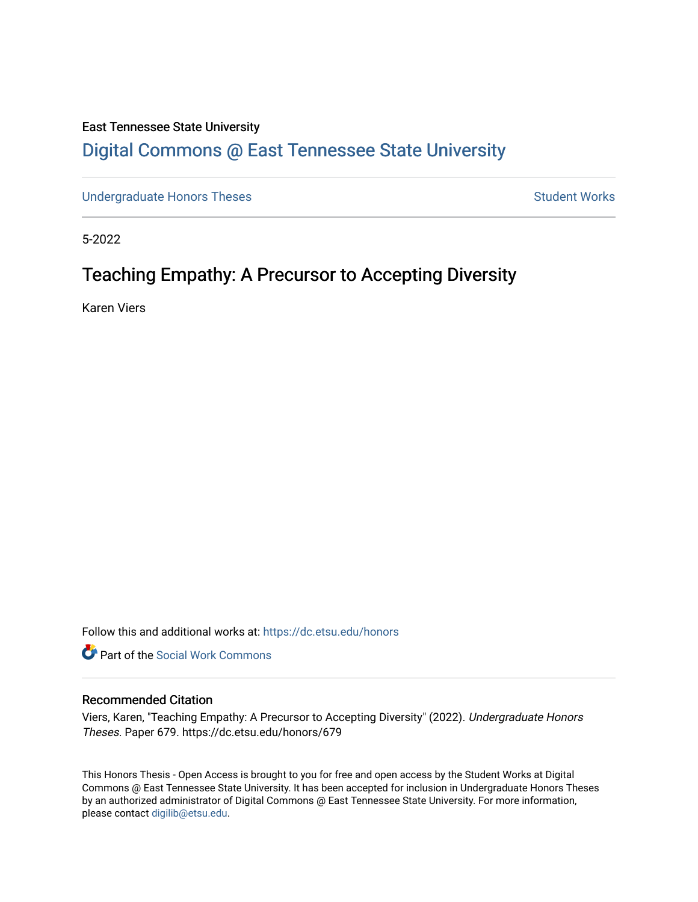East Tennessee State University

# Digital Commons @ East Tennessee State University

Undergraduate Honors Theses | Student Works

5-2022

## Teaching Empathy: A Precursor to Accepting Diversity

Karen Viers

Follow this and additional works at: https://dc.etsu.edu/honors

Part of the Social Work Commons

### Recommended Citation

Viers, Karen, "Teaching Empathy: A Precursor to Accepting Diversity" (2022). *Undergraduate Honors Theses.* Paper 679. https://dc.etsu.edu/honors/679

This Honors Thesis - Open Access is brought to you for free and open access by the Student Works at Digital Commons @ East Tennessee State University. It has been accepted for inclusion in Undergraduate Honors Theses by an authorized administrator of Digital Commons @ East Tennessee State University. For more information, please contact digilib@etsu.edu.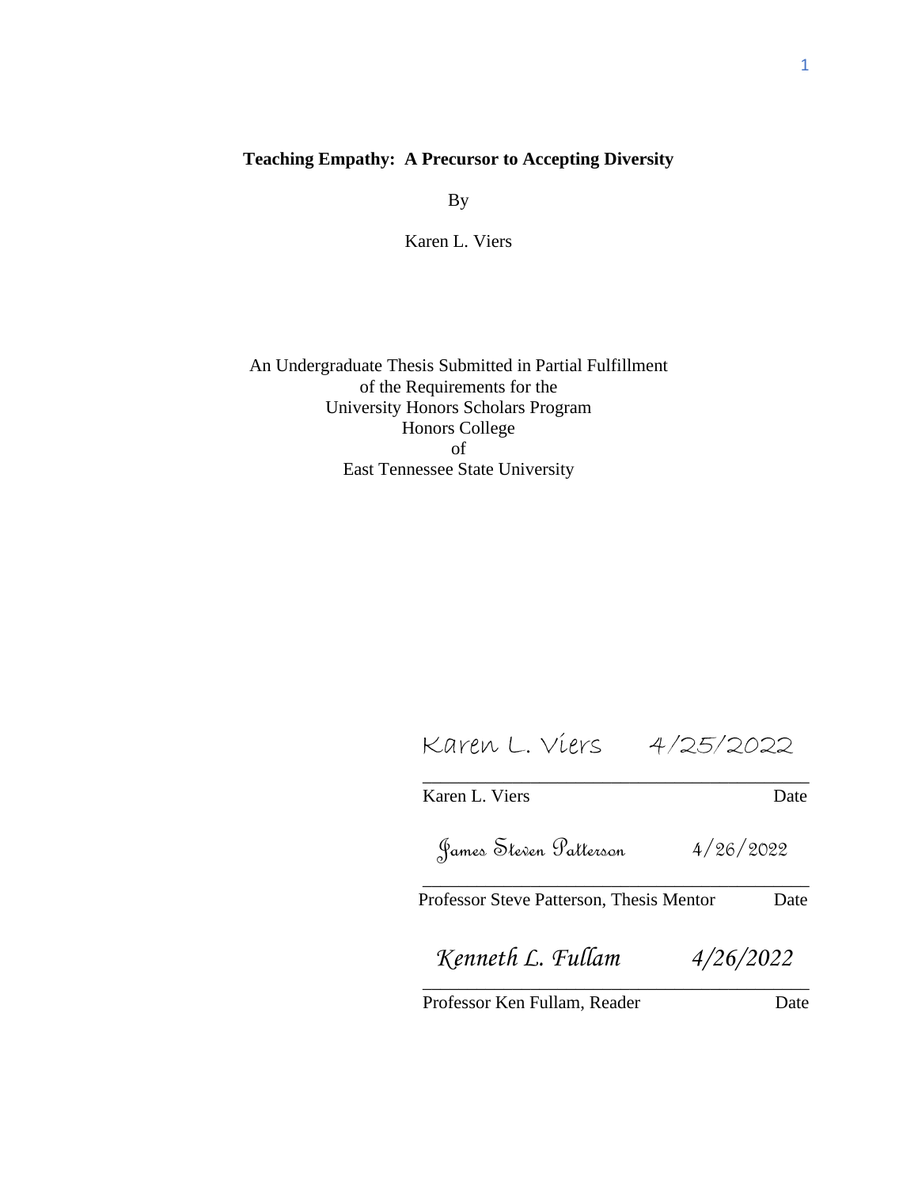# Teaching Empathy: A Precursor to Accepting Diversity

By

Karen L. Viers

An Undergraduate Thesis Submitted in Partial Fulfillment
of the Requirements for the
University Honors Scholars Program
Honors College
of
East Tennessee State University

Karen L. Viers 4/25/2022
\_\_\_\_\_\_\_\_\_\_\_\_\_\_\_\_\_\_\_\_\_\_\_\_\_\_\_\_\_\_\_\_\_\_\_\_\_\_\_\_
Karen L. Viers Date

James Steven Patterson 4/26/2022
\_\_\_\_\_\_\_\_\_\_\_\_\_\_\_\_\_\_\_\_\_\_\_\_\_\_\_\_\_\_\_\_\_\_\_\_\_\_\_\_
Professor Steve Patterson, Thesis Mentor Date

Kenneth L. Fullam 4/26/2022
\_\_\_\_\_\_\_\_\_\_\_\_\_\_\_\_\_\_\_\_\_\_\_\_\_\_\_\_\_\_\_\_\_\_\_\_\_\_\_\_
Professor Ken Fullam, Reader Date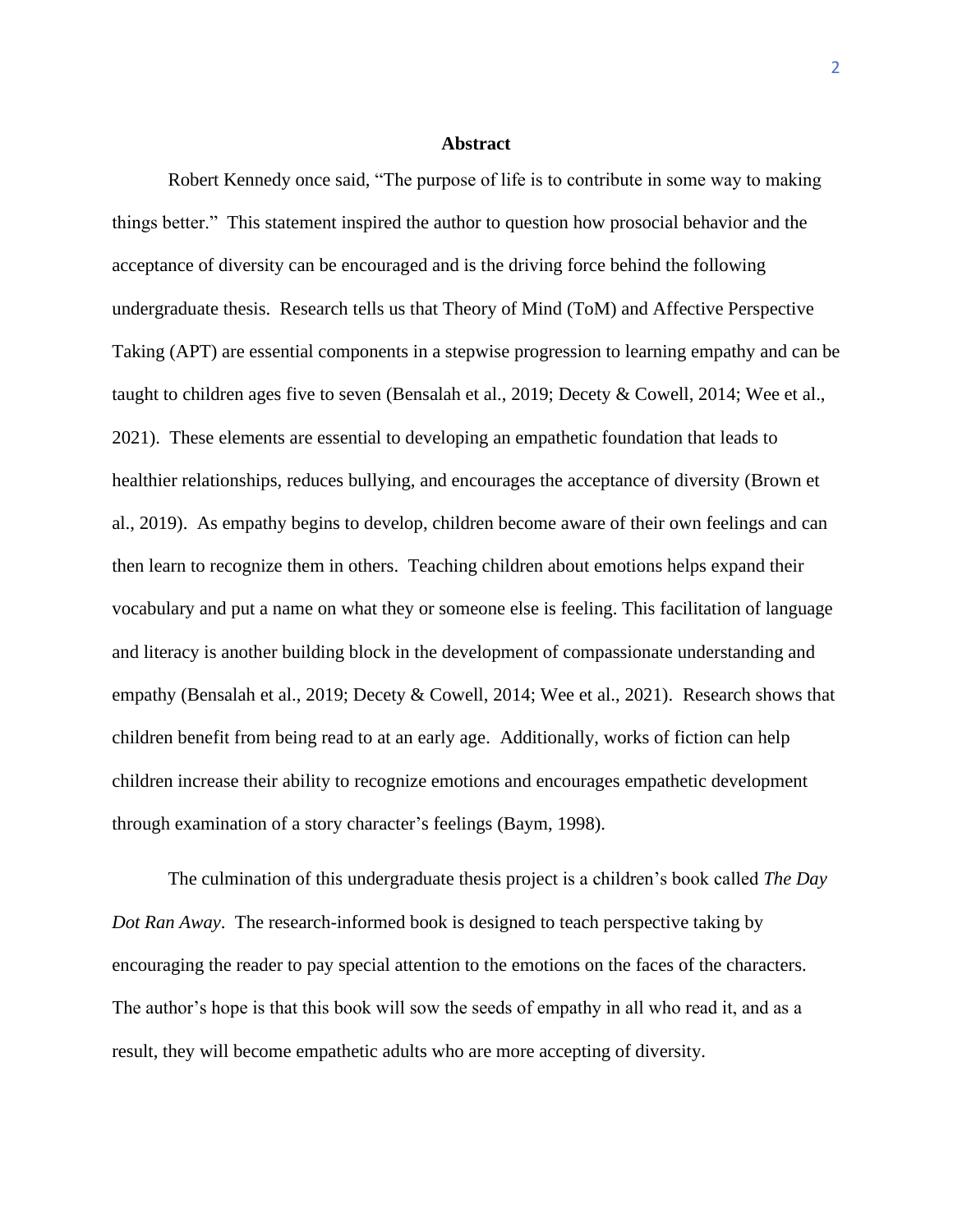## Abstract

Robert Kennedy once said, "The purpose of life is to contribute in some way to making things better." This statement inspired the author to question how prosocial behavior and the acceptance of diversity can be encouraged and is the driving force behind the following undergraduate thesis. Research tells us that Theory of Mind (ToM) and Affective Perspective Taking (APT) are essential components in a stepwise progression to learning empathy and can be taught to children ages five to seven (Bensalah et al., 2019; Decety & Cowell, 2014; Wee et al., 2021). These elements are essential to developing an empathetic foundation that leads to healthier relationships, reduces bullying, and encourages the acceptance of diversity (Brown et al., 2019). As empathy begins to develop, children become aware of their own feelings and can then learn to recognize them in others. Teaching children about emotions helps expand their vocabulary and put a name on what they or someone else is feeling. This facilitation of language and literacy is another building block in the development of compassionate understanding and empathy (Bensalah et al., 2019; Decety & Cowell, 2014; Wee et al., 2021). Research shows that children benefit from being read to at an early age. Additionally, works of fiction can help children increase their ability to recognize emotions and encourages empathetic development through examination of a story character's feelings (Baym, 1998).

The culmination of this undergraduate thesis project is a children's book called *The Day Dot Ran Away*. The research-informed book is designed to teach perspective taking by encouraging the reader to pay special attention to the emotions on the faces of the characters. The author's hope is that this book will sow the seeds of empathy in all who read it, and as a result, they will become empathetic adults who are more accepting of diversity.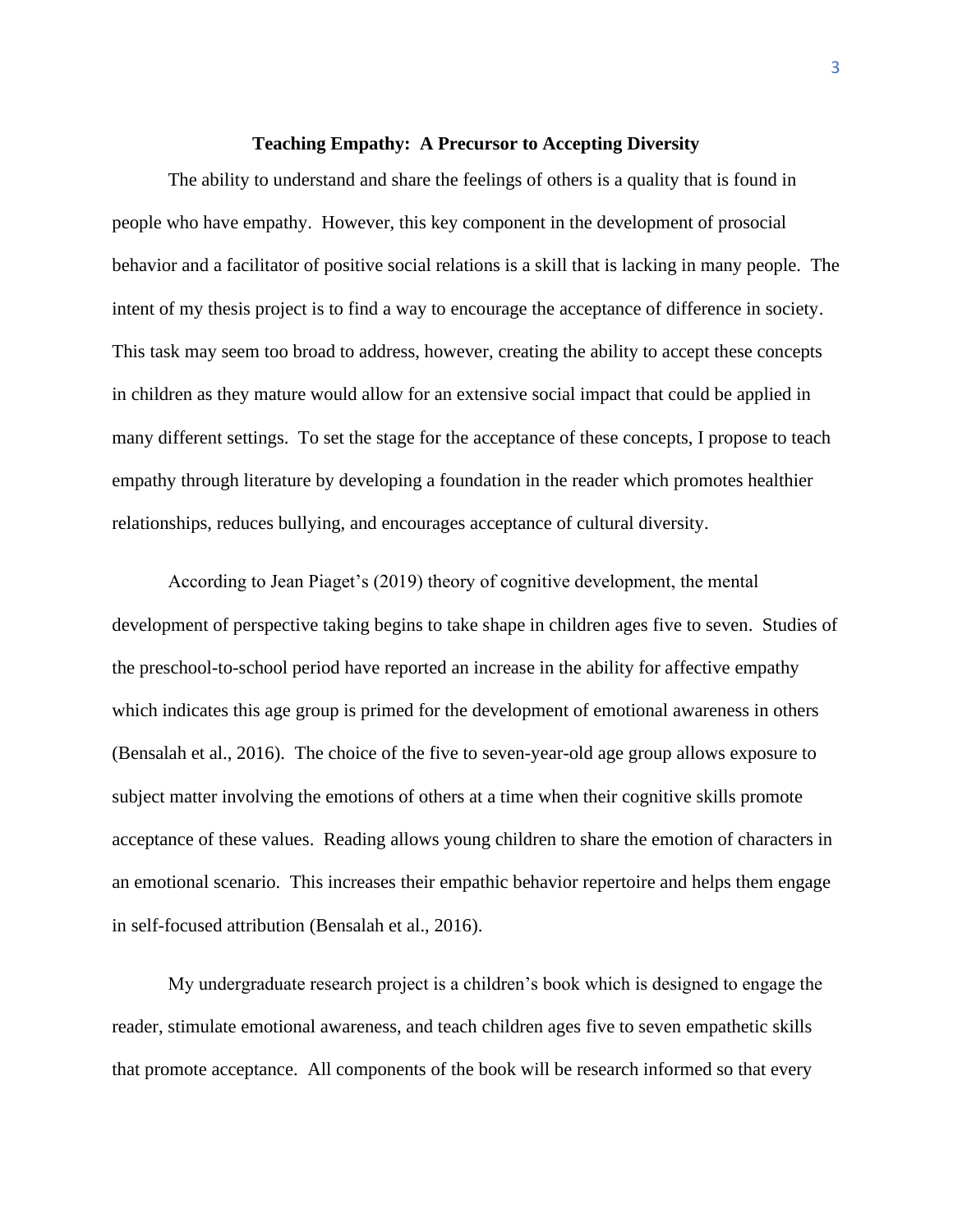**Teaching Empathy: A Precursor to Accepting Diversity**

The ability to understand and share the feelings of others is a quality that is found in people who have empathy. However, this key component in the development of prosocial behavior and a facilitator of positive social relations is a skill that is lacking in many people. The intent of my thesis project is to find a way to encourage the acceptance of difference in society. This task may seem too broad to address, however, creating the ability to accept these concepts in children as they mature would allow for an extensive social impact that could be applied in many different settings. To set the stage for the acceptance of these concepts, I propose to teach empathy through literature by developing a foundation in the reader which promotes healthier relationships, reduces bullying, and encourages acceptance of cultural diversity.

According to Jean Piaget's (2019) theory of cognitive development, the mental development of perspective taking begins to take shape in children ages five to seven. Studies of the preschool-to-school period have reported an increase in the ability for affective empathy which indicates this age group is primed for the development of emotional awareness in others (Bensalah et al., 2016). The choice of the five to seven-year-old age group allows exposure to subject matter involving the emotions of others at a time when their cognitive skills promote acceptance of these values. Reading allows young children to share the emotion of characters in an emotional scenario. This increases their empathic behavior repertoire and helps them engage in self-focused attribution (Bensalah et al., 2016).

My undergraduate research project is a children's book which is designed to engage the reader, stimulate emotional awareness, and teach children ages five to seven empathetic skills that promote acceptance. All components of the book will be research informed so that every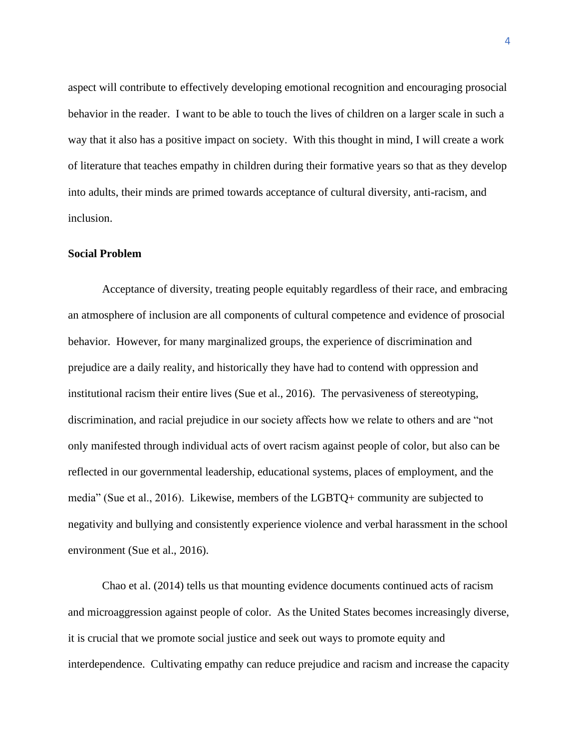aspect will contribute to effectively developing emotional recognition and encouraging prosocial behavior in the reader. I want to be able to touch the lives of children on a larger scale in such a way that it also has a positive impact on society. With this thought in mind, I will create a work of literature that teaches empathy in children during their formative years so that as they develop into adults, their minds are primed towards acceptance of cultural diversity, anti-racism, and inclusion.

**Social Problem**

Acceptance of diversity, treating people equitably regardless of their race, and embracing an atmosphere of inclusion are all components of cultural competence and evidence of prosocial behavior. However, for many marginalized groups, the experience of discrimination and prejudice are a daily reality, and historically they have had to contend with oppression and institutional racism their entire lives (Sue et al., 2016). The pervasiveness of stereotyping, discrimination, and racial prejudice in our society affects how we relate to others and are "not only manifested through individual acts of overt racism against people of color, but also can be reflected in our governmental leadership, educational systems, places of employment, and the media" (Sue et al., 2016). Likewise, members of the LGBTQ+ community are subjected to negativity and bullying and consistently experience violence and verbal harassment in the school environment (Sue et al., 2016).

Chao et al. (2014) tells us that mounting evidence documents continued acts of racism and microaggression against people of color. As the United States becomes increasingly diverse, it is crucial that we promote social justice and seek out ways to promote equity and interdependence. Cultivating empathy can reduce prejudice and racism and increase the capacity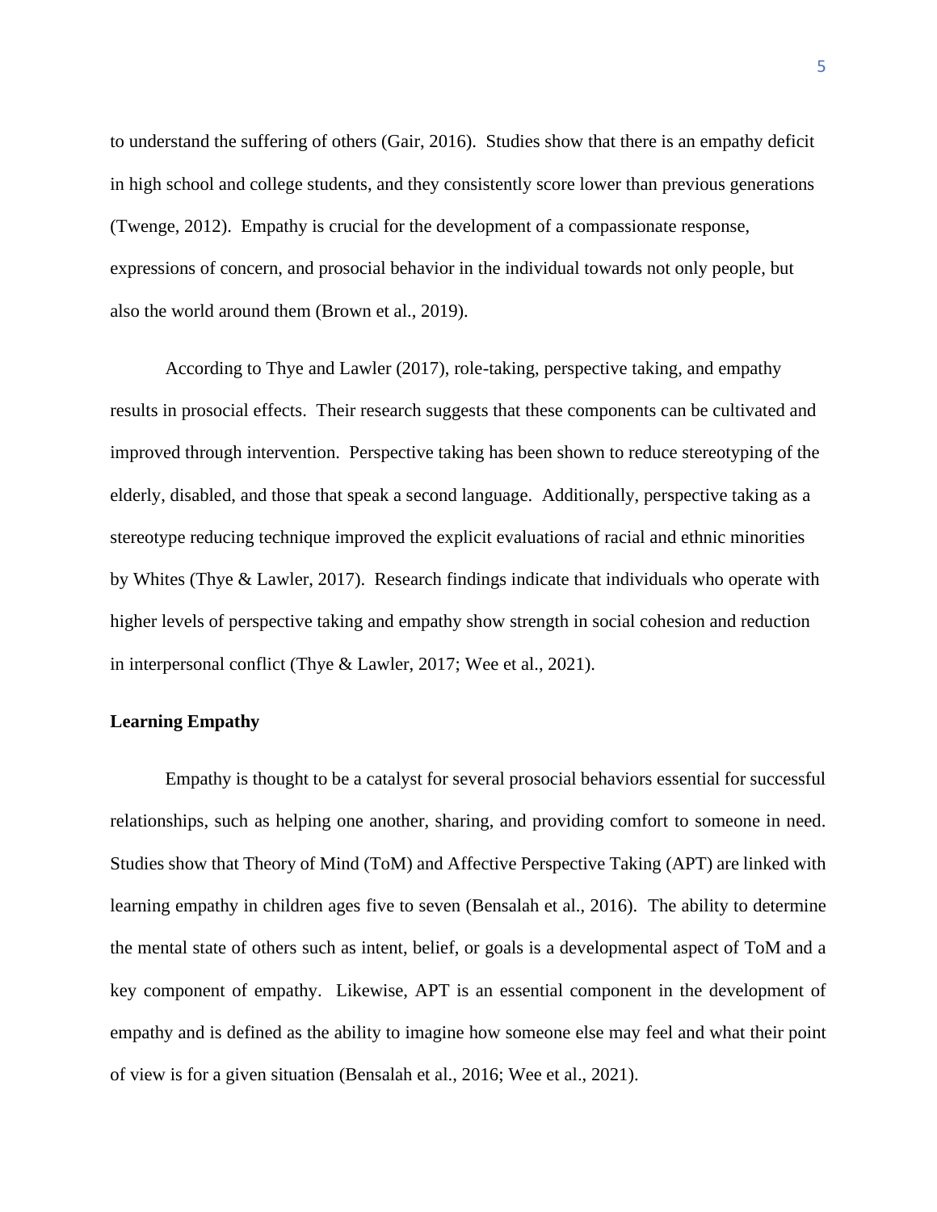to understand the suffering of others (Gair, 2016). Studies show that there is an empathy deficit in high school and college students, and they consistently score lower than previous generations (Twenge, 2012). Empathy is crucial for the development of a compassionate response, expressions of concern, and prosocial behavior in the individual towards not only people, but also the world around them (Brown et al., 2019).

According to Thye and Lawler (2017), role-taking, perspective taking, and empathy results in prosocial effects. Their research suggests that these components can be cultivated and improved through intervention. Perspective taking has been shown to reduce stereotyping of the elderly, disabled, and those that speak a second language. Additionally, perspective taking as a stereotype reducing technique improved the explicit evaluations of racial and ethnic minorities by Whites (Thye & Lawler, 2017). Research findings indicate that individuals who operate with higher levels of perspective taking and empathy show strength in social cohesion and reduction in interpersonal conflict (Thye & Lawler, 2017; Wee et al., 2021).

**Learning Empathy**

Empathy is thought to be a catalyst for several prosocial behaviors essential for successful relationships, such as helping one another, sharing, and providing comfort to someone in need. Studies show that Theory of Mind (ToM) and Affective Perspective Taking (APT) are linked with learning empathy in children ages five to seven (Bensalah et al., 2016). The ability to determine the mental state of others such as intent, belief, or goals is a developmental aspect of ToM and a key component of empathy. Likewise, APT is an essential component in the development of empathy and is defined as the ability to imagine how someone else may feel and what their point of view is for a given situation (Bensalah et al., 2016; Wee et al., 2021).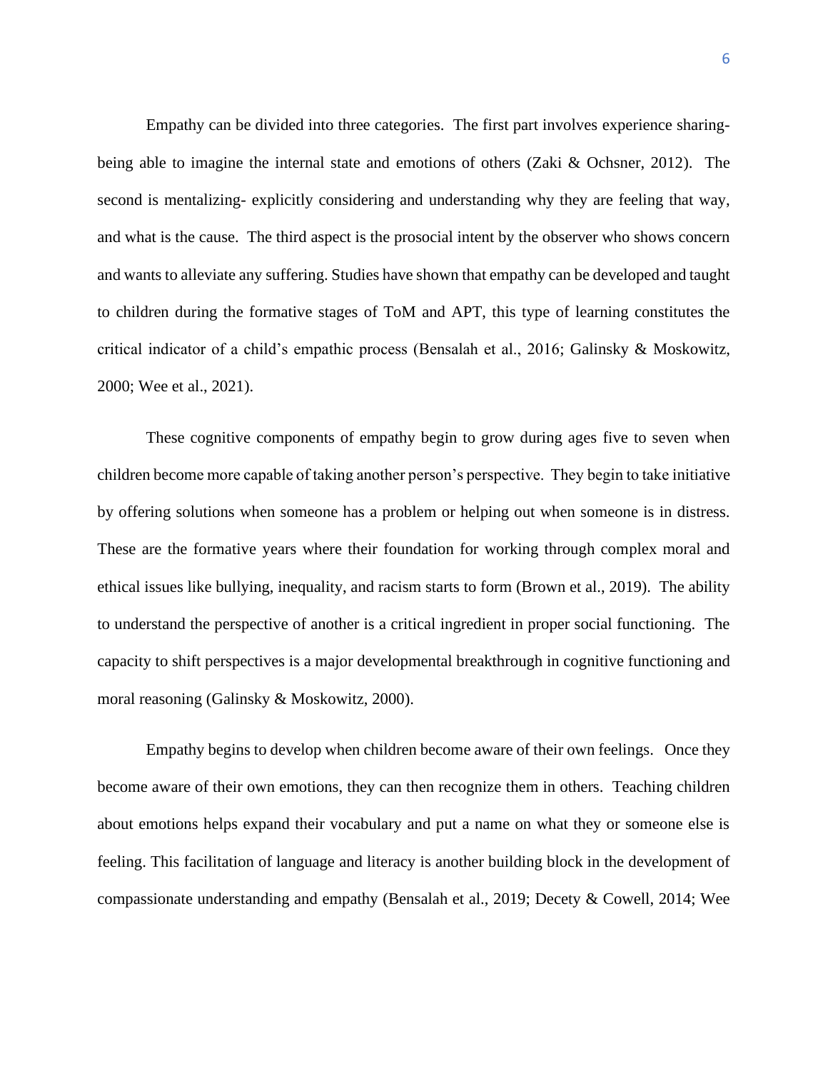Empathy can be divided into three categories. The first part involves experience sharing- being able to imagine the internal state and emotions of others (Zaki & Ochsner, 2012). The second is mentalizing- explicitly considering and understanding why they are feeling that way, and what is the cause. The third aspect is the prosocial intent by the observer who shows concern and wants to alleviate any suffering. Studies have shown that empathy can be developed and taught to children during the formative stages of ToM and APT, this type of learning constitutes the critical indicator of a child's empathic process (Bensalah et al., 2016; Galinsky & Moskowitz, 2000; Wee et al., 2021).

These cognitive components of empathy begin to grow during ages five to seven when children become more capable of taking another person's perspective. They begin to take initiative by offering solutions when someone has a problem or helping out when someone is in distress. These are the formative years where their foundation for working through complex moral and ethical issues like bullying, inequality, and racism starts to form (Brown et al., 2019). The ability to understand the perspective of another is a critical ingredient in proper social functioning. The capacity to shift perspectives is a major developmental breakthrough in cognitive functioning and moral reasoning (Galinsky & Moskowitz, 2000).

Empathy begins to develop when children become aware of their own feelings. Once they become aware of their own emotions, they can then recognize them in others. Teaching children about emotions helps expand their vocabulary and put a name on what they or someone else is feeling. This facilitation of language and literacy is another building block in the development of compassionate understanding and empathy (Bensalah et al., 2019; Decety & Cowell, 2014; Wee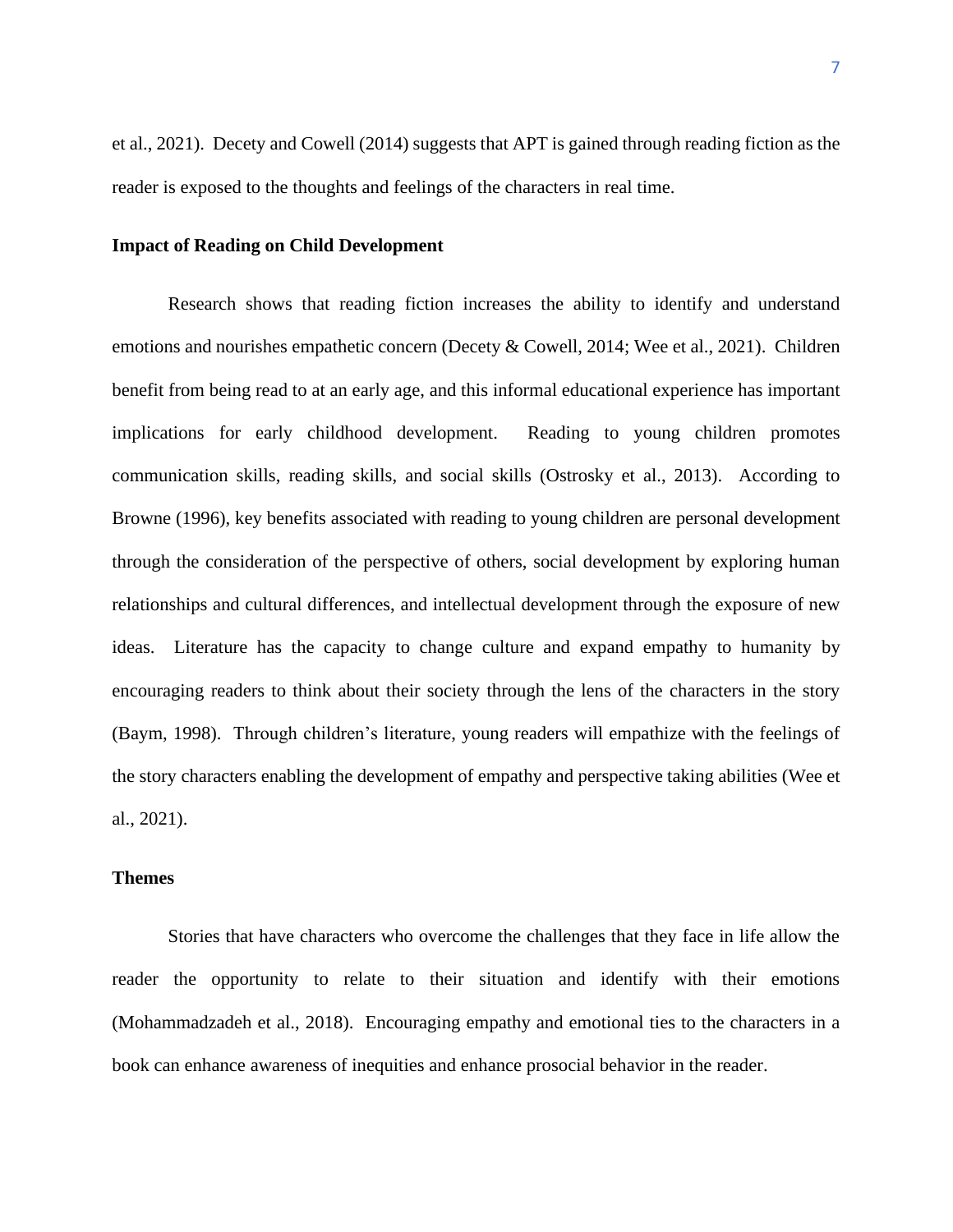et al., 2021). Decety and Cowell (2014) suggests that APT is gained through reading fiction as the reader is exposed to the thoughts and feelings of the characters in real time.

**Impact of Reading on Child Development**

Research shows that reading fiction increases the ability to identify and understand emotions and nourishes empathetic concern (Decety & Cowell, 2014; Wee et al., 2021). Children benefit from being read to at an early age, and this informal educational experience has important implications for early childhood development. Reading to young children promotes communication skills, reading skills, and social skills (Ostrosky et al., 2013). According to Browne (1996), key benefits associated with reading to young children are personal development through the consideration of the perspective of others, social development by exploring human relationships and cultural differences, and intellectual development through the exposure of new ideas. Literature has the capacity to change culture and expand empathy to humanity by encouraging readers to think about their society through the lens of the characters in the story (Baym, 1998). Through children's literature, young readers will empathize with the feelings of the story characters enabling the development of empathy and perspective taking abilities (Wee et al., 2021).

**Themes**

Stories that have characters who overcome the challenges that they face in life allow the reader the opportunity to relate to their situation and identify with their emotions (Mohammadzadeh et al., 2018). Encouraging empathy and emotional ties to the characters in a book can enhance awareness of inequities and enhance prosocial behavior in the reader.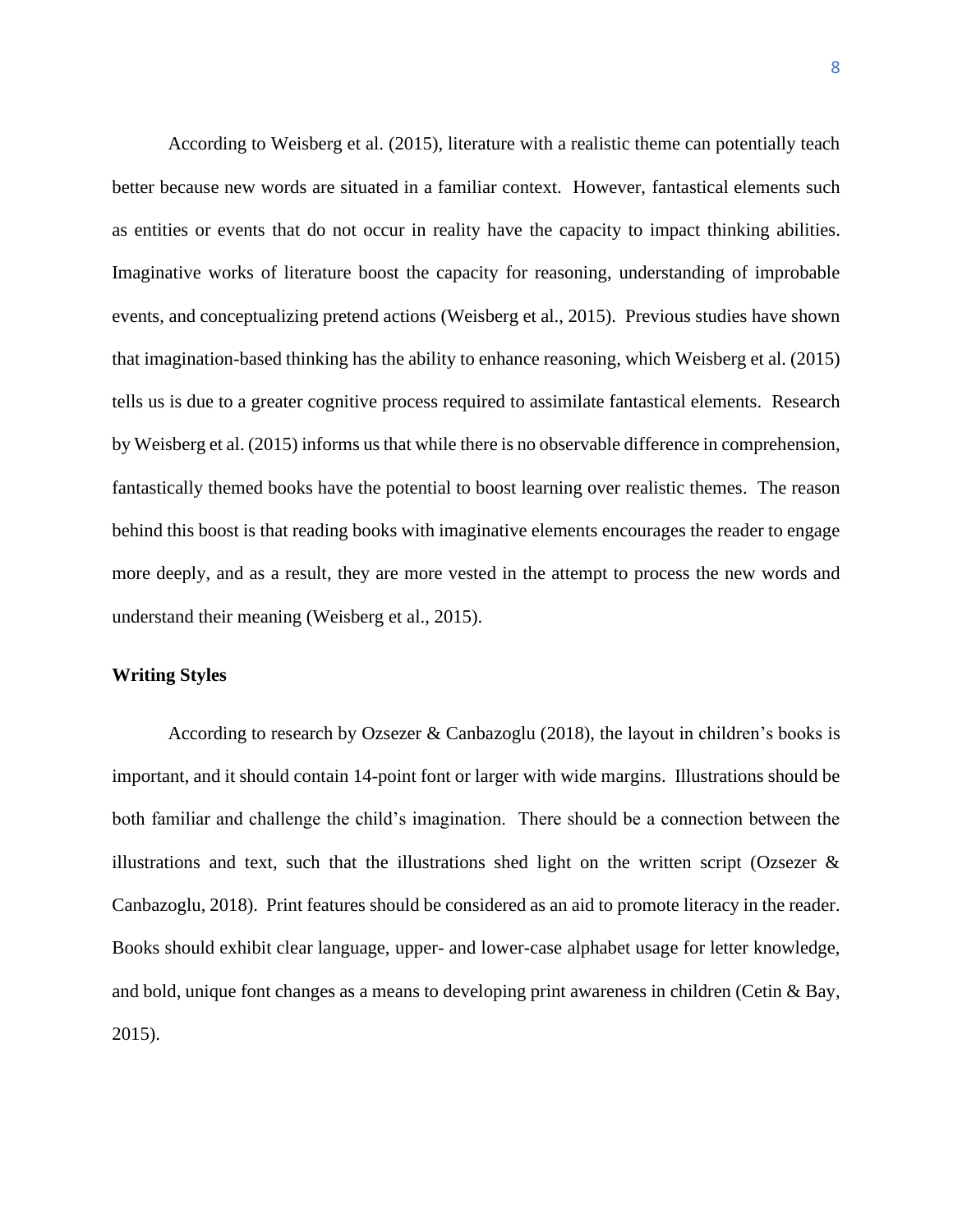According to Weisberg et al. (2015), literature with a realistic theme can potentially teach better because new words are situated in a familiar context. However, fantastical elements such as entities or events that do not occur in reality have the capacity to impact thinking abilities. Imaginative works of literature boost the capacity for reasoning, understanding of improbable events, and conceptualizing pretend actions (Weisberg et al., 2015). Previous studies have shown that imagination-based thinking has the ability to enhance reasoning, which Weisberg et al. (2015) tells us is due to a greater cognitive process required to assimilate fantastical elements. Research by Weisberg et al. (2015) informs us that while there is no observable difference in comprehension, fantastically themed books have the potential to boost learning over realistic themes. The reason behind this boost is that reading books with imaginative elements encourages the reader to engage more deeply, and as a result, they are more vested in the attempt to process the new words and understand their meaning (Weisberg et al., 2015).

**Writing Styles**

According to research by Ozsezer & Canbazoglu (2018), the layout in children's books is important, and it should contain 14-point font or larger with wide margins. Illustrations should be both familiar and challenge the child's imagination. There should be a connection between the illustrations and text, such that the illustrations shed light on the written script (Ozsezer & Canbazoglu, 2018). Print features should be considered as an aid to promote literacy in the reader. Books should exhibit clear language, upper- and lower-case alphabet usage for letter knowledge, and bold, unique font changes as a means to developing print awareness in children (Cetin & Bay, 2015).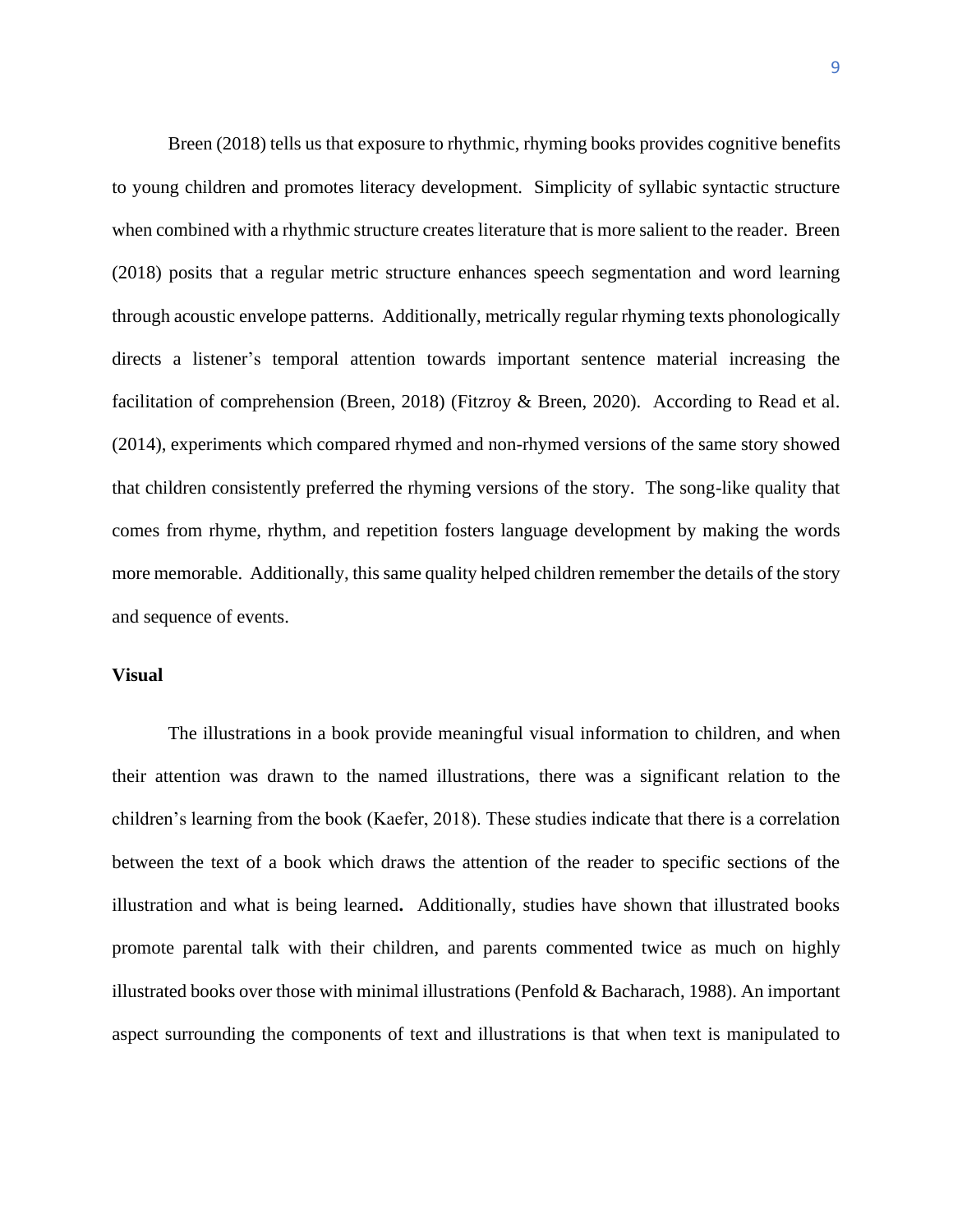Breen (2018) tells us that exposure to rhythmic, rhyming books provides cognitive benefits to young children and promotes literacy development. Simplicity of syllabic syntactic structure when combined with a rhythmic structure creates literature that is more salient to the reader. Breen (2018) posits that a regular metric structure enhances speech segmentation and word learning through acoustic envelope patterns. Additionally, metrically regular rhyming texts phonologically directs a listener's temporal attention towards important sentence material increasing the facilitation of comprehension (Breen, 2018) (Fitzroy & Breen, 2020). According to Read et al. (2014), experiments which compared rhymed and non-rhymed versions of the same story showed that children consistently preferred the rhyming versions of the story. The song-like quality that comes from rhyme, rhythm, and repetition fosters language development by making the words more memorable. Additionally, this same quality helped children remember the details of the story and sequence of events.

**Visual**

The illustrations in a book provide meaningful visual information to children, and when their attention was drawn to the named illustrations, there was a significant relation to the children's learning from the book (Kaefer, 2018). These studies indicate that there is a correlation between the text of a book which draws the attention of the reader to specific sections of the illustration and what is being learned**.** Additionally, studies have shown that illustrated books promote parental talk with their children, and parents commented twice as much on highly illustrated books over those with minimal illustrations (Penfold & Bacharach, 1988). An important aspect surrounding the components of text and illustrations is that when text is manipulated to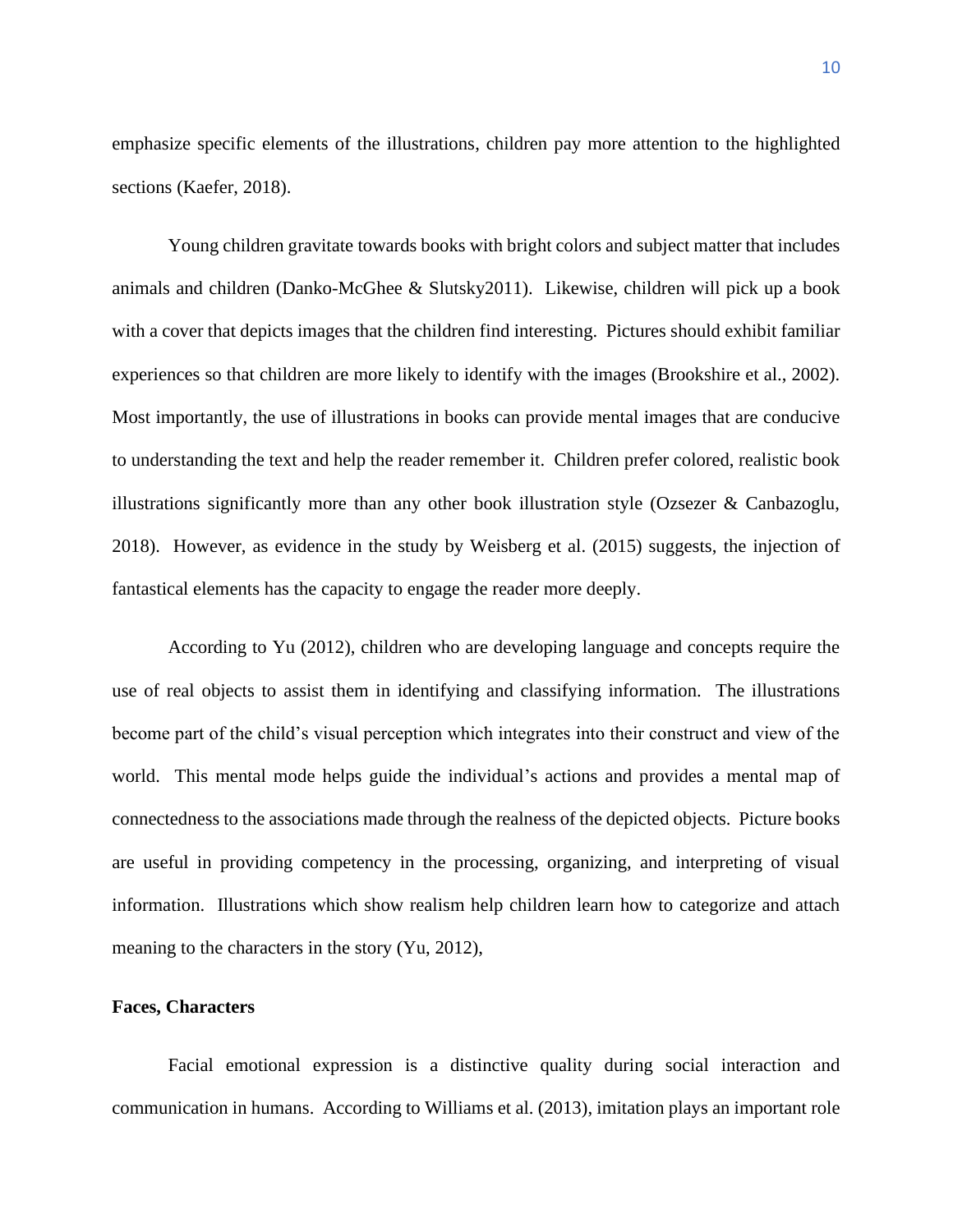emphasize specific elements of the illustrations, children pay more attention to the highlighted sections (Kaefer, 2018).

Young children gravitate towards books with bright colors and subject matter that includes animals and children (Danko-McGhee & Slutsky2011). Likewise, children will pick up a book with a cover that depicts images that the children find interesting. Pictures should exhibit familiar experiences so that children are more likely to identify with the images (Brookshire et al., 2002). Most importantly, the use of illustrations in books can provide mental images that are conducive to understanding the text and help the reader remember it. Children prefer colored, realistic book illustrations significantly more than any other book illustration style (Ozsezer & Canbazoglu, 2018). However, as evidence in the study by Weisberg et al. (2015) suggests, the injection of fantastical elements has the capacity to engage the reader more deeply.

According to Yu (2012), children who are developing language and concepts require the use of real objects to assist them in identifying and classifying information. The illustrations become part of the child's visual perception which integrates into their construct and view of the world. This mental mode helps guide the individual's actions and provides a mental map of connectedness to the associations made through the realness of the depicted objects. Picture books are useful in providing competency in the processing, organizing, and interpreting of visual information. Illustrations which show realism help children learn how to categorize and attach meaning to the characters in the story (Yu, 2012),

**Faces, Characters**

Facial emotional expression is a distinctive quality during social interaction and communication in humans. According to Williams et al. (2013), imitation plays an important role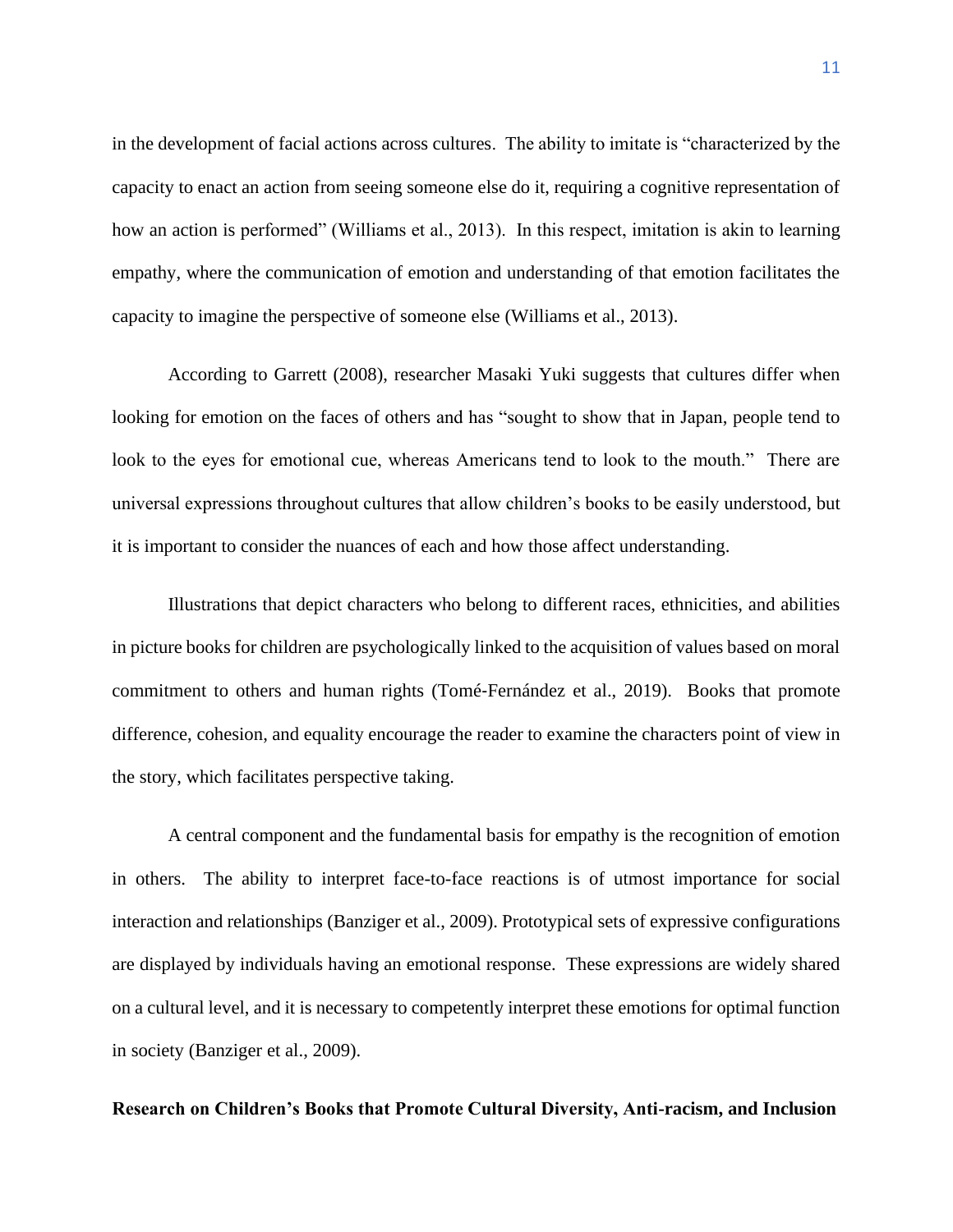in the development of facial actions across cultures. The ability to imitate is "characterized by the capacity to enact an action from seeing someone else do it, requiring a cognitive representation of how an action is performed" (Williams et al., 2013). In this respect, imitation is akin to learning empathy, where the communication of emotion and understanding of that emotion facilitates the capacity to imagine the perspective of someone else (Williams et al., 2013).

According to Garrett (2008), researcher Masaki Yuki suggests that cultures differ when looking for emotion on the faces of others and has "sought to show that in Japan, people tend to look to the eyes for emotional cue, whereas Americans tend to look to the mouth." There are universal expressions throughout cultures that allow children's books to be easily understood, but it is important to consider the nuances of each and how those affect understanding.

Illustrations that depict characters who belong to different races, ethnicities, and abilities in picture books for children are psychologically linked to the acquisition of values based on moral commitment to others and human rights (Tomé-Fernández et al., 2019). Books that promote difference, cohesion, and equality encourage the reader to examine the characters point of view in the story, which facilitates perspective taking.

A central component and the fundamental basis for empathy is the recognition of emotion in others. The ability to interpret face-to-face reactions is of utmost importance for social interaction and relationships (Banziger et al., 2009). Prototypical sets of expressive configurations are displayed by individuals having an emotional response. These expressions are widely shared on a cultural level, and it is necessary to competently interpret these emotions for optimal function in society (Banziger et al., 2009).

**Research on Children's Books that Promote Cultural Diversity, Anti-racism, and Inclusion**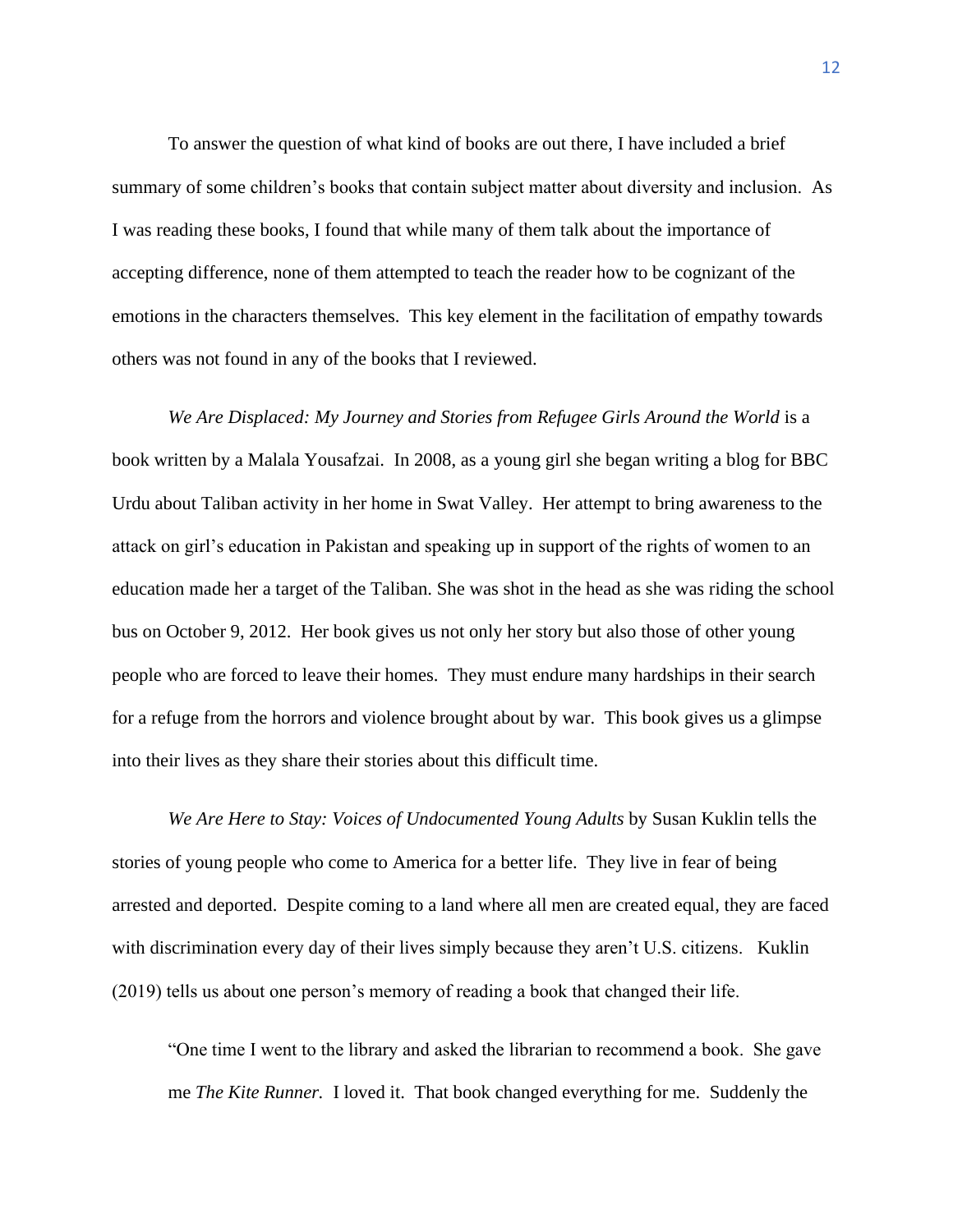To answer the question of what kind of books are out there, I have included a brief summary of some children's books that contain subject matter about diversity and inclusion. As I was reading these books, I found that while many of them talk about the importance of accepting difference, none of them attempted to teach the reader how to be cognizant of the emotions in the characters themselves. This key element in the facilitation of empathy towards others was not found in any of the books that I reviewed.

*We Are Displaced: My Journey and Stories from Refugee Girls Around the World* is a book written by a Malala Yousafzai. In 2008, as a young girl she began writing a blog for BBC Urdu about Taliban activity in her home in Swat Valley. Her attempt to bring awareness to the attack on girl's education in Pakistan and speaking up in support of the rights of women to an education made her a target of the Taliban. She was shot in the head as she was riding the school bus on October 9, 2012. Her book gives us not only her story but also those of other young people who are forced to leave their homes. They must endure many hardships in their search for a refuge from the horrors and violence brought about by war. This book gives us a glimpse into their lives as they share their stories about this difficult time.

*We Are Here to Stay: Voices of Undocumented Young Adults* by Susan Kuklin tells the stories of young people who come to America for a better life. They live in fear of being arrested and deported. Despite coming to a land where all men are created equal, they are faced with discrimination every day of their lives simply because they aren't U.S. citizens. Kuklin (2019) tells us about one person's memory of reading a book that changed their life.

> "One time I went to the library and asked the librarian to recommend a book. She gave me *The Kite Runner.* I loved it. That book changed everything for me. Suddenly the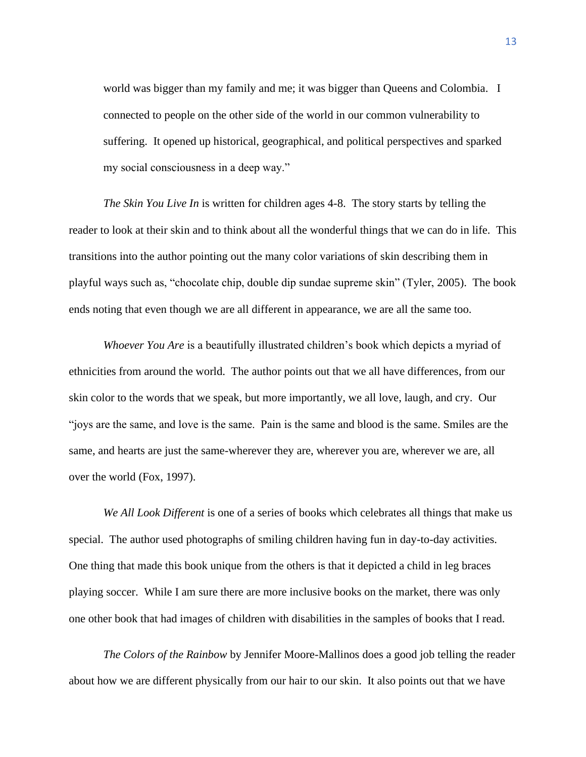world was bigger than my family and me; it was bigger than Queens and Colombia. I connected to people on the other side of the world in our common vulnerability to suffering. It opened up historical, geographical, and political perspectives and sparked my social consciousness in a deep way."

*The Skin You Live In* is written for children ages 4-8. The story starts by telling the reader to look at their skin and to think about all the wonderful things that we can do in life. This transitions into the author pointing out the many color variations of skin describing them in playful ways such as, "chocolate chip, double dip sundae supreme skin" (Tyler, 2005). The book ends noting that even though we are all different in appearance, we are all the same too.

*Whoever You Are* is a beautifully illustrated children's book which depicts a myriad of ethnicities from around the world. The author points out that we all have differences, from our skin color to the words that we speak, but more importantly, we all love, laugh, and cry. Our "joys are the same, and love is the same. Pain is the same and blood is the same. Smiles are the same, and hearts are just the same-wherever they are, wherever you are, wherever we are, all over the world (Fox, 1997).

*We All Look Different* is one of a series of books which celebrates all things that make us special. The author used photographs of smiling children having fun in day-to-day activities. One thing that made this book unique from the others is that it depicted a child in leg braces playing soccer. While I am sure there are more inclusive books on the market, there was only one other book that had images of children with disabilities in the samples of books that I read.

*The Colors of the Rainbow* by Jennifer Moore-Mallinos does a good job telling the reader about how we are different physically from our hair to our skin. It also points out that we have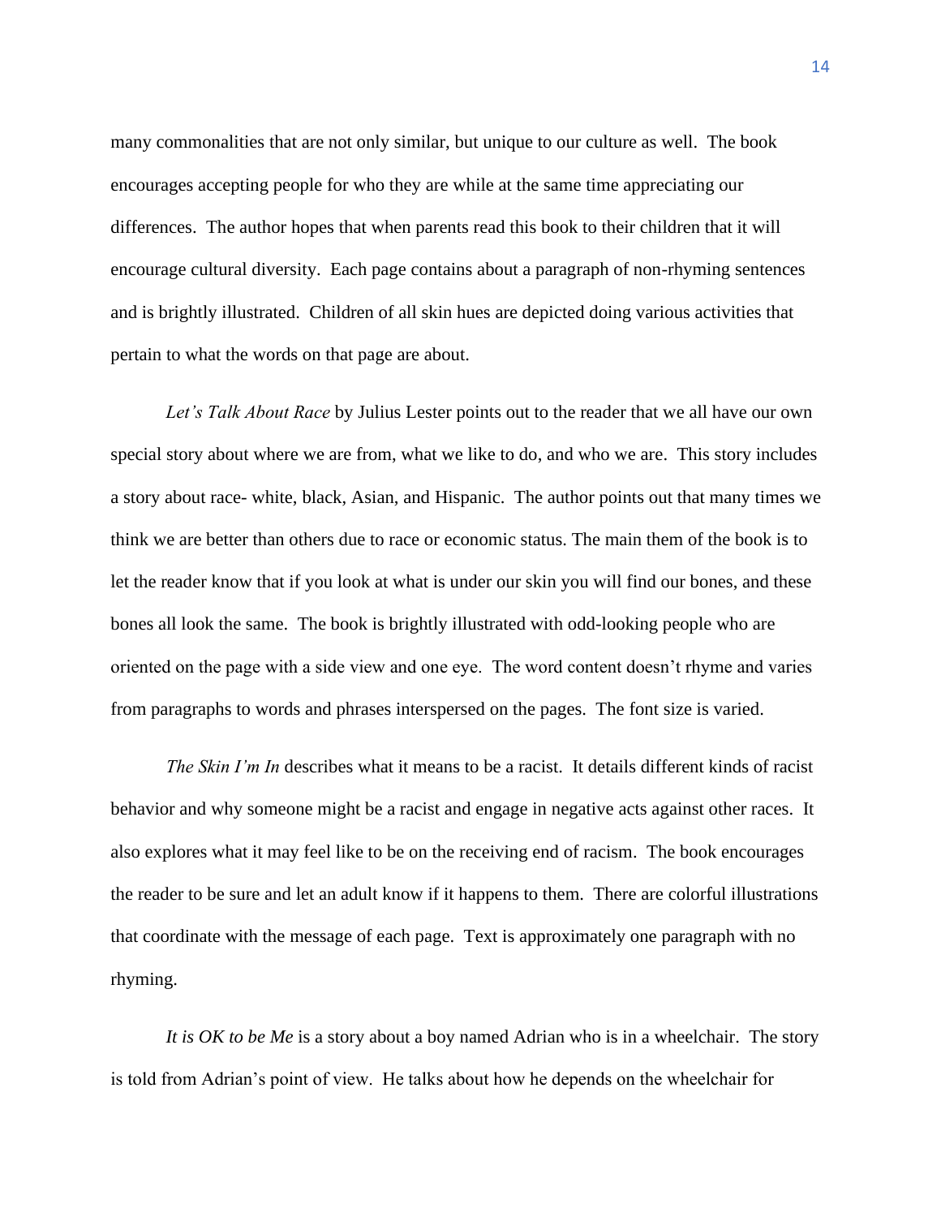many commonalities that are not only similar, but unique to our culture as well. The book encourages accepting people for who they are while at the same time appreciating our differences. The author hopes that when parents read this book to their children that it will encourage cultural diversity. Each page contains about a paragraph of non-rhyming sentences and is brightly illustrated. Children of all skin hues are depicted doing various activities that pertain to what the words on that page are about.

*Let's Talk About Race* by Julius Lester points out to the reader that we all have our own special story about where we are from, what we like to do, and who we are. This story includes a story about race- white, black, Asian, and Hispanic. The author points out that many times we think we are better than others due to race or economic status. The main them of the book is to let the reader know that if you look at what is under our skin you will find our bones, and these bones all look the same. The book is brightly illustrated with odd-looking people who are oriented on the page with a side view and one eye. The word content doesn't rhyme and varies from paragraphs to words and phrases interspersed on the pages. The font size is varied.

*The Skin I'm In* describes what it means to be a racist. It details different kinds of racist behavior and why someone might be a racist and engage in negative acts against other races. It also explores what it may feel like to be on the receiving end of racism. The book encourages the reader to be sure and let an adult know if it happens to them. There are colorful illustrations that coordinate with the message of each page. Text is approximately one paragraph with no rhyming.

*It is OK to be Me* is a story about a boy named Adrian who is in a wheelchair. The story is told from Adrian's point of view. He talks about how he depends on the wheelchair for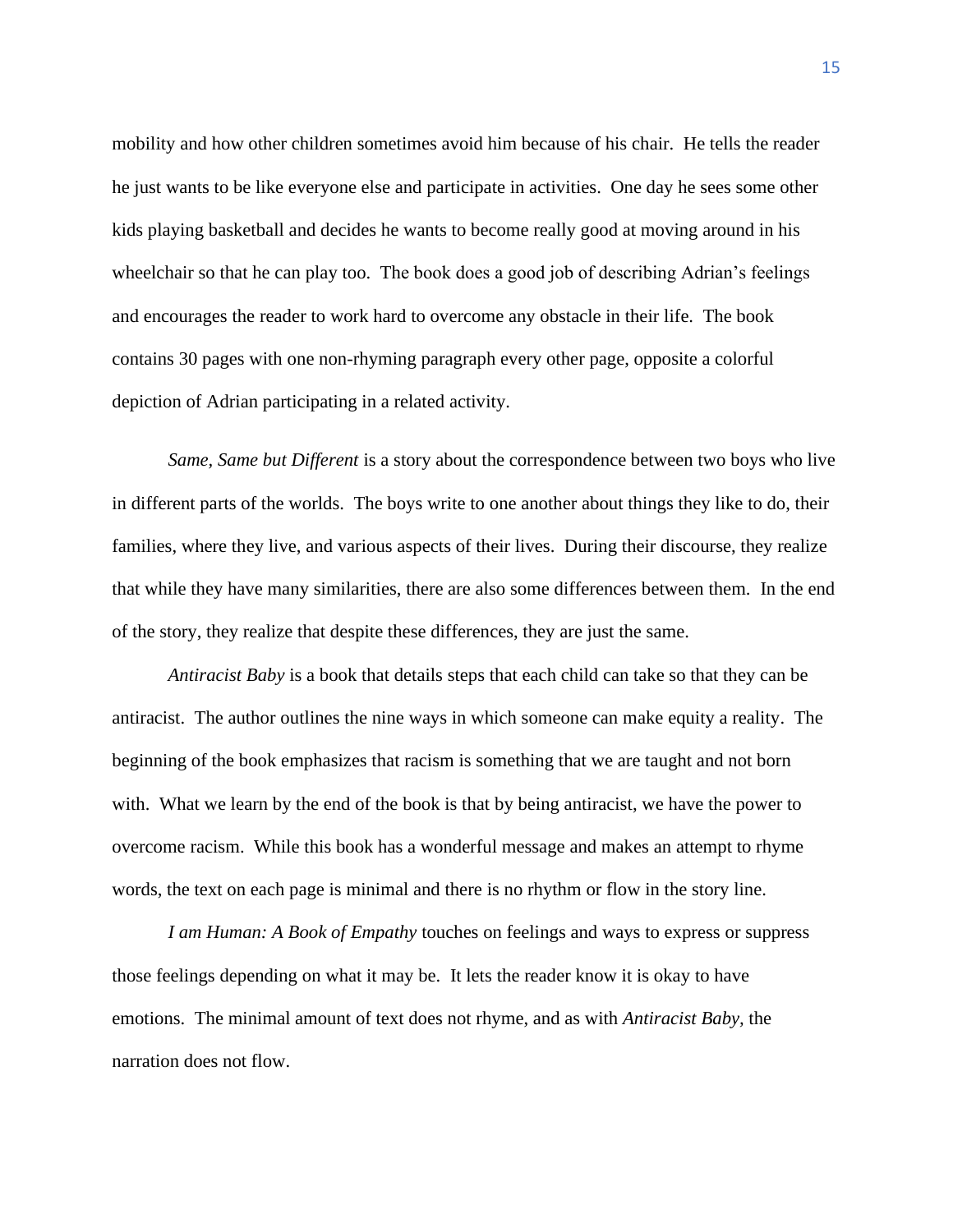mobility and how other children sometimes avoid him because of his chair. He tells the reader he just wants to be like everyone else and participate in activities. One day he sees some other kids playing basketball and decides he wants to become really good at moving around in his wheelchair so that he can play too. The book does a good job of describing Adrian's feelings and encourages the reader to work hard to overcome any obstacle in their life. The book contains 30 pages with one non-rhyming paragraph every other page, opposite a colorful depiction of Adrian participating in a related activity.

*Same, Same but Different* is a story about the correspondence between two boys who live in different parts of the worlds. The boys write to one another about things they like to do, their families, where they live, and various aspects of their lives. During their discourse, they realize that while they have many similarities, there are also some differences between them. In the end of the story, they realize that despite these differences, they are just the same.

*Antiracist Baby* is a book that details steps that each child can take so that they can be antiracist. The author outlines the nine ways in which someone can make equity a reality. The beginning of the book emphasizes that racism is something that we are taught and not born with. What we learn by the end of the book is that by being antiracist, we have the power to overcome racism. While this book has a wonderful message and makes an attempt to rhyme words, the text on each page is minimal and there is no rhythm or flow in the story line.

*I am Human: A Book of Empathy* touches on feelings and ways to express or suppress those feelings depending on what it may be. It lets the reader know it is okay to have emotions. The minimal amount of text does not rhyme, and as with *Antiracist Baby*, the narration does not flow.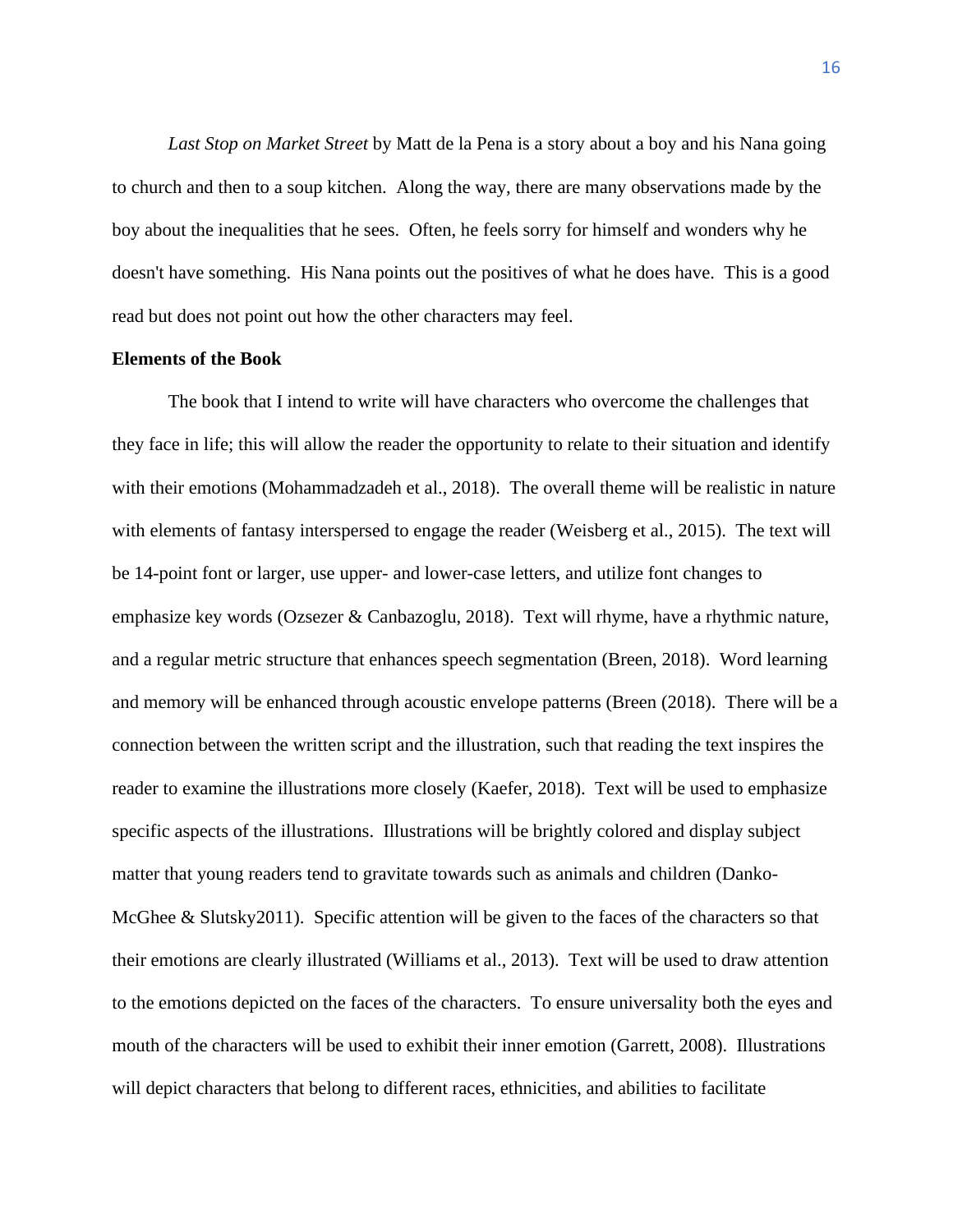*Last Stop on Market Street* by Matt de la Pena is a story about a boy and his Nana going to church and then to a soup kitchen. Along the way, there are many observations made by the boy about the inequalities that he sees. Often, he feels sorry for himself and wonders why he doesn't have something. His Nana points out the positives of what he does have. This is a good read but does not point out how the other characters may feel.

**Elements of the Book**

The book that I intend to write will have characters who overcome the challenges that they face in life; this will allow the reader the opportunity to relate to their situation and identify with their emotions (Mohammadzadeh et al., 2018). The overall theme will be realistic in nature with elements of fantasy interspersed to engage the reader (Weisberg et al., 2015). The text will be 14-point font or larger, use upper- and lower-case letters, and utilize font changes to emphasize key words (Ozsezer & Canbazoglu, 2018). Text will rhyme, have a rhythmic nature, and a regular metric structure that enhances speech segmentation (Breen, 2018). Word learning and memory will be enhanced through acoustic envelope patterns (Breen (2018). There will be a connection between the written script and the illustration, such that reading the text inspires the reader to examine the illustrations more closely (Kaefer, 2018). Text will be used to emphasize specific aspects of the illustrations. Illustrations will be brightly colored and display subject matter that young readers tend to gravitate towards such as animals and children (Danko-McGhee & Slutsky2011). Specific attention will be given to the faces of the characters so that their emotions are clearly illustrated (Williams et al., 2013). Text will be used to draw attention to the emotions depicted on the faces of the characters. To ensure universality both the eyes and mouth of the characters will be used to exhibit their inner emotion (Garrett, 2008). Illustrations will depict characters that belong to different races, ethnicities, and abilities to facilitate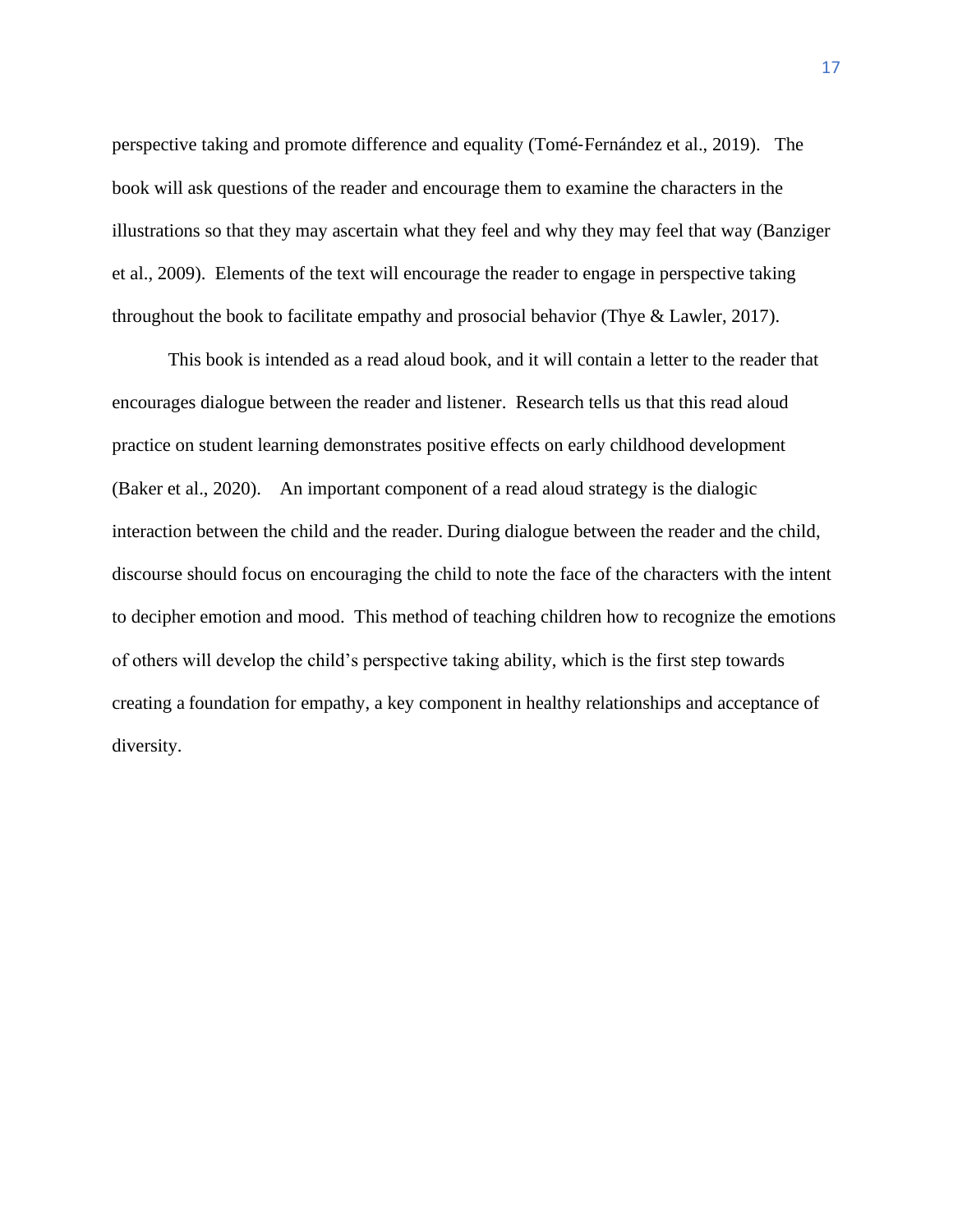perspective taking and promote difference and equality (Tomé-Fernández et al., 2019). The book will ask questions of the reader and encourage them to examine the characters in the illustrations so that they may ascertain what they feel and why they may feel that way (Banziger et al., 2009). Elements of the text will encourage the reader to engage in perspective taking throughout the book to facilitate empathy and prosocial behavior (Thye & Lawler, 2017).

This book is intended as a read aloud book, and it will contain a letter to the reader that encourages dialogue between the reader and listener. Research tells us that this read aloud practice on student learning demonstrates positive effects on early childhood development (Baker et al., 2020). An important component of a read aloud strategy is the dialogic interaction between the child and the reader. During dialogue between the reader and the child, discourse should focus on encouraging the child to note the face of the characters with the intent to decipher emotion and mood. This method of teaching children how to recognize the emotions of others will develop the child's perspective taking ability, which is the first step towards creating a foundation for empathy, a key component in healthy relationships and acceptance of diversity.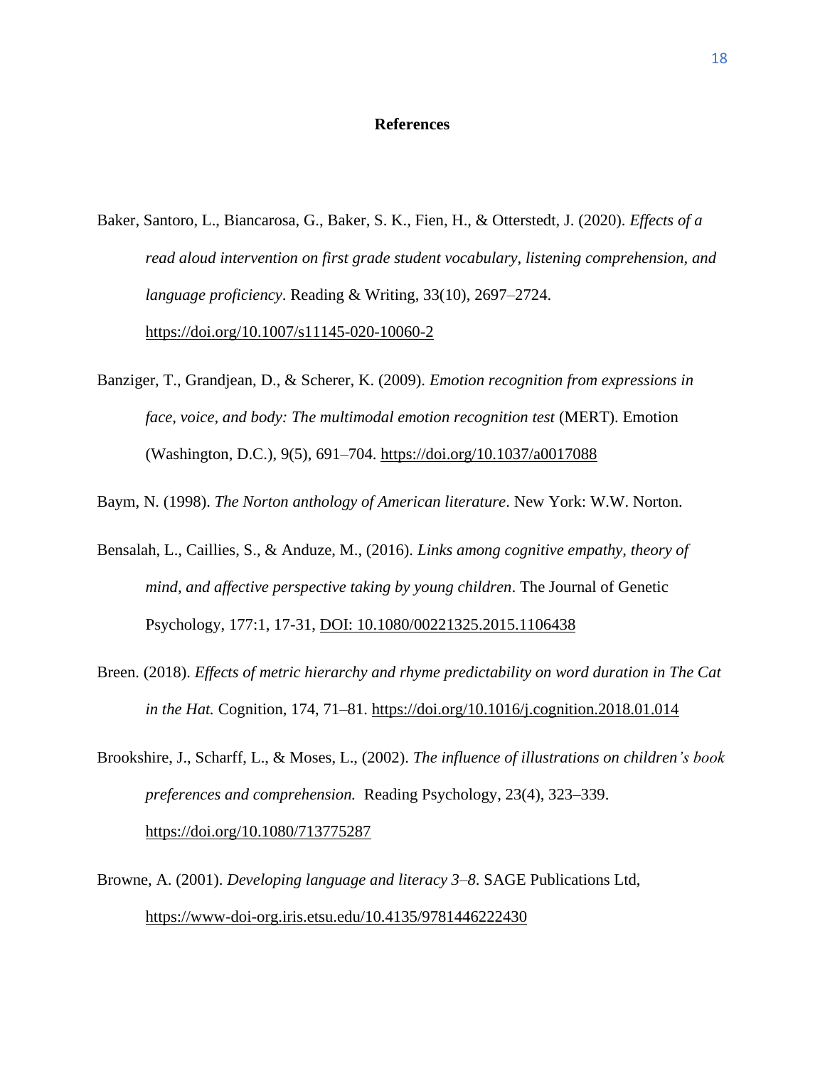# References

Baker, Santoro, L., Biancarosa, G., Baker, S. K., Fien, H., & Otterstedt, J. (2020). *Effects of a read aloud intervention on first grade student vocabulary, listening comprehension, and language proficiency*. Reading & Writing, 33(10), 2697–2724. https://doi.org/10.1007/s11145-020-10060-2

Banziger, T., Grandjean, D., & Scherer, K. (2009). *Emotion recognition from expressions in face, voice, and body: The multimodal emotion recognition test* (MERT). Emotion (Washington, D.C.), 9(5), 691–704. https://doi.org/10.1037/a0017088

Baym, N. (1998). *The Norton anthology of American literature*. New York: W.W. Norton.

Bensalah, L., Caillies, S., & Anduze, M., (2016). *Links among cognitive empathy, theory of mind, and affective perspective taking by young children*. The Journal of Genetic Psychology, 177:1, 17-31, DOI: 10.1080/00221325.2015.1106438

Breen. (2018). *Effects of metric hierarchy and rhyme predictability on word duration in The Cat in the Hat.* Cognition, 174, 71–81. https://doi.org/10.1016/j.cognition.2018.01.014

Brookshire, J., Scharff, L., & Moses, L., (2002). *The influence of illustrations on children's book preferences and comprehension.* Reading Psychology, 23(4), 323–339. https://doi.org/10.1080/713775287

Browne, A. (2001). *Developing language and literacy 3–8*. SAGE Publications Ltd, https://www-doi-org.iris.etsu.edu/10.4135/9781446222430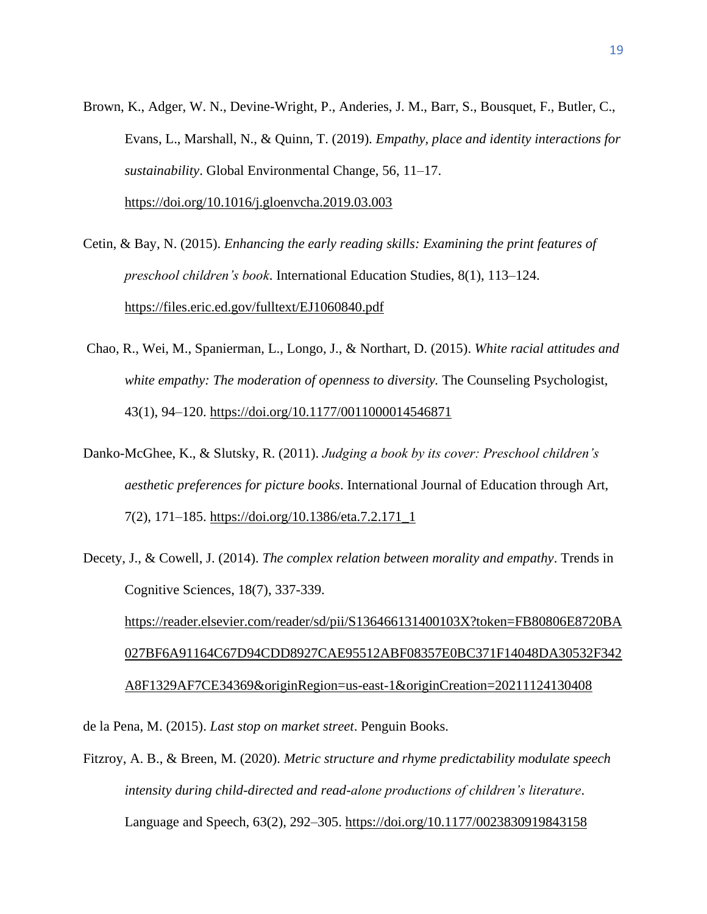Brown, K., Adger, W. N., Devine-Wright, P., Anderies, J. M., Barr, S., Bousquet, F., Butler, C., Evans, L., Marshall, N., & Quinn, T. (2019). *Empathy, place and identity interactions for sustainability*. Global Environmental Change, 56, 11–17. https://doi.org/10.1016/j.gloenvcha.2019.03.003

Cetin, & Bay, N. (2015). *Enhancing the early reading skills: Examining the print features of preschool children's book*. International Education Studies, 8(1), 113–124. https://files.eric.ed.gov/fulltext/EJ1060840.pdf

Chao, R., Wei, M., Spanierman, L., Longo, J., & Northart, D. (2015). *White racial attitudes and white empathy: The moderation of openness to diversity.* The Counseling Psychologist, 43(1), 94–120. https://doi.org/10.1177/0011000014546871

Danko-McGhee, K., & Slutsky, R. (2011). *Judging a book by its cover: Preschool children's aesthetic preferences for picture books*. International Journal of Education through Art, 7(2), 171–185. https://doi.org/10.1386/eta.7.2.171_1

Decety, J., & Cowell, J. (2014). *The complex relation between morality and empathy*. Trends in Cognitive Sciences, 18(7), 337-339. https://reader.elsevier.com/reader/sd/pii/S136466131400103X?token=FB80806E8720BA027BF6A91164C67D94CDD8927CAE95512ABF08357E0BC371F14048DA30532F342A8F1329AF7CE34369&originRegion=us-east-1&originCreation=20211124130408

de la Pena, M. (2015). *Last stop on market street*. Penguin Books.

Fitzroy, A. B., & Breen, M. (2020). *Metric structure and rhyme predictability modulate speech intensity during child-directed and read-alone productions of children's literature*. Language and Speech, 63(2), 292–305. https://doi.org/10.1177/0023830919843158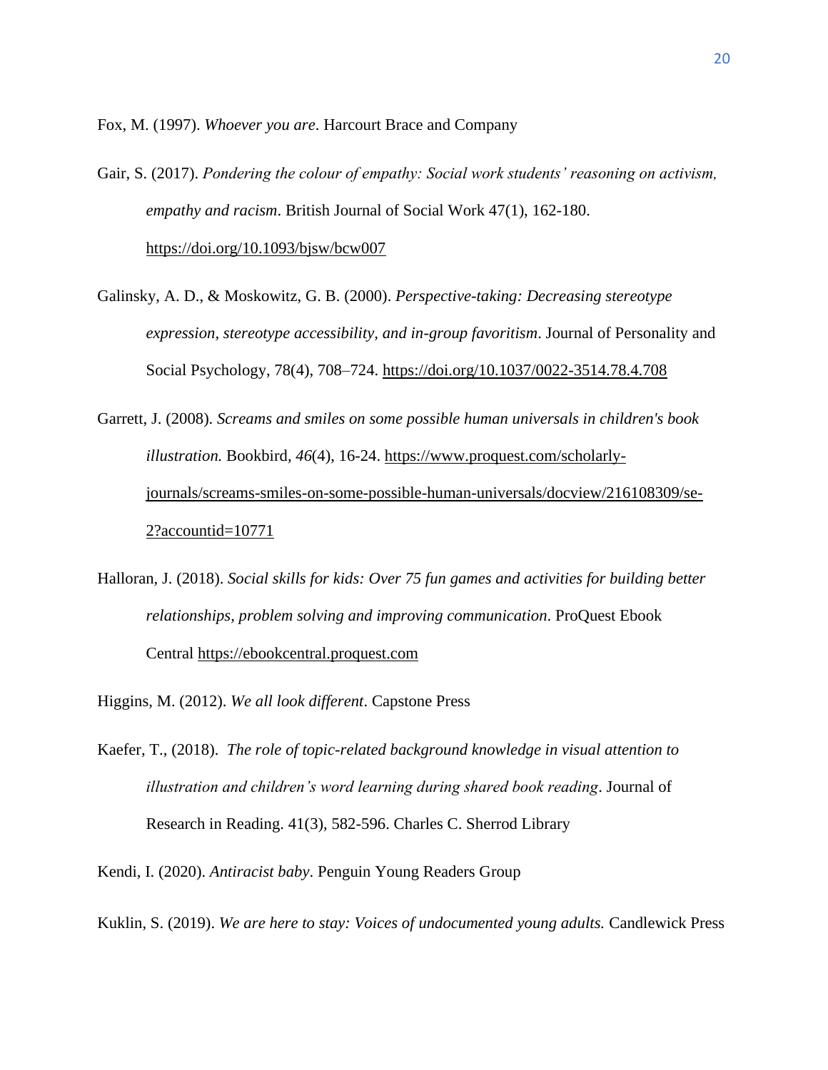Fox, M. (1997). *Whoever you are*. Harcourt Brace and Company

Gair, S. (2017). *Pondering the colour of empathy: Social work students' reasoning on activism, empathy and racism*. British Journal of Social Work 47(1), 162-180. https://doi.org/10.1093/bjsw/bcw007

Galinsky, A. D., & Moskowitz, G. B. (2000). *Perspective-taking: Decreasing stereotype expression, stereotype accessibility, and in-group favoritism*. Journal of Personality and Social Psychology, 78(4), 708–724. https://doi.org/10.1037/0022-3514.78.4.708

Garrett, J. (2008). *Screams and smiles on some possible human universals in children's book illustration.* Bookbird, *46*(4), 16-24. https://www.proquest.com/scholarly-journals/screams-smiles-on-some-possible-human-universals/docview/216108309/se-2?accountid=10771

Halloran, J. (2018). *Social skills for kids: Over 75 fun games and activities for building better relationships, problem solving and improving communication*. ProQuest Ebook Central https://ebookcentral.proquest.com

Higgins, M. (2012). *We all look different*. Capstone Press

Kaefer, T., (2018). *The role of topic-related background knowledge in visual attention to illustration and children's word learning during shared book reading*. Journal of Research in Reading. 41(3), 582-596. Charles C. Sherrod Library

Kendi, I. (2020). *Antiracist baby*. Penguin Young Readers Group

Kuklin, S. (2019). *We are here to stay: Voices of undocumented young adults.* Candlewick Press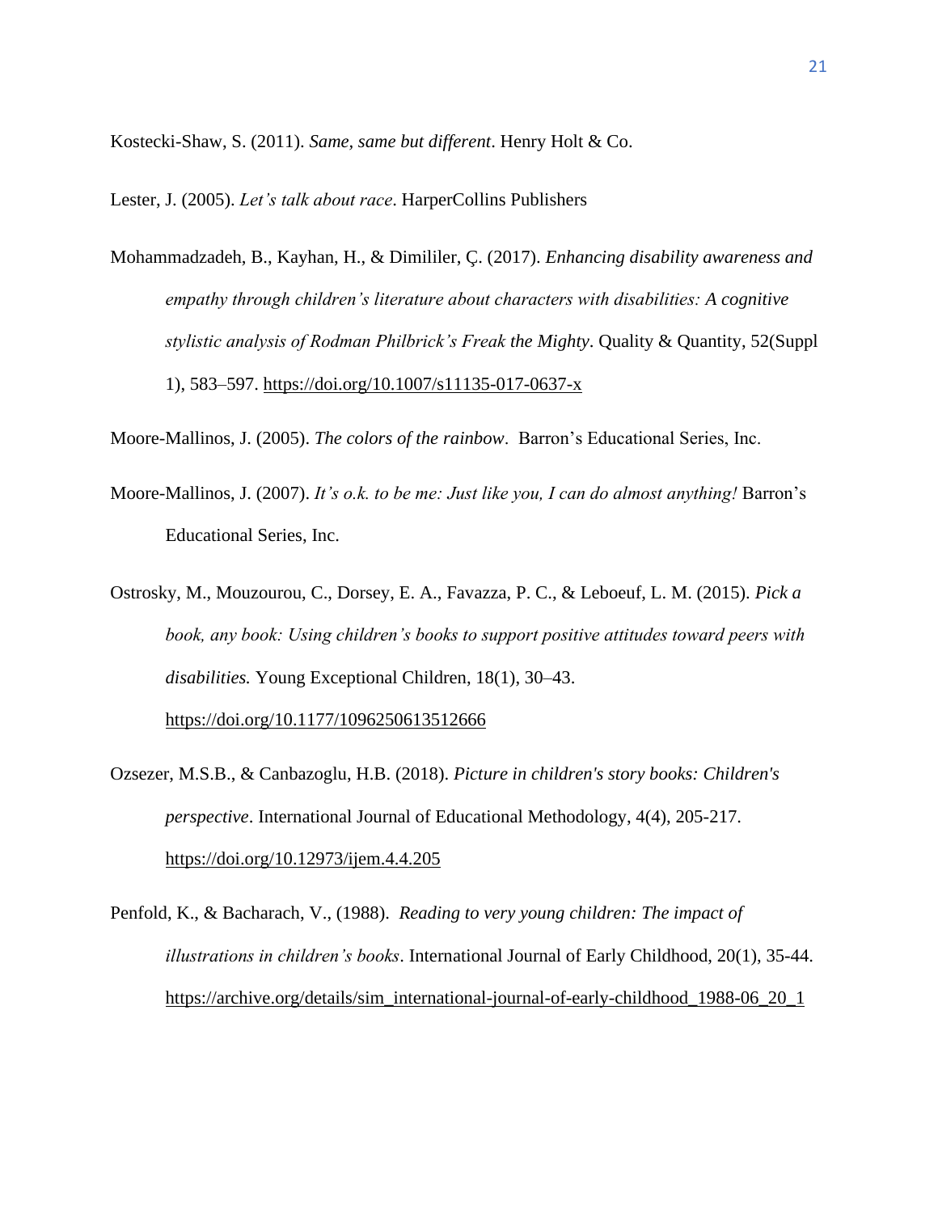Kostecki-Shaw, S. (2011). *Same, same but different*. Henry Holt & Co.

Lester, J. (2005). *Let's talk about race*. HarperCollins Publishers

Mohammadzadeh, B., Kayhan, H., & Dimililer, Ç. (2017). *Enhancing disability awareness and empathy through children's literature about characters with disabilities: A cognitive stylistic analysis of Rodman Philbrick's Freak the Mighty*. Quality & Quantity, 52(Suppl 1), 583–597. https://doi.org/10.1007/s11135-017-0637-x

Moore-Mallinos, J. (2005). *The colors of the rainbow*. Barron's Educational Series, Inc.

Moore-Mallinos, J. (2007). *It's o.k. to be me: Just like you, I can do almost anything!* Barron's Educational Series, Inc.

Ostrosky, M., Mouzourou, C., Dorsey, E. A., Favazza, P. C., & Leboeuf, L. M. (2015). *Pick a book, any book: Using children's books to support positive attitudes toward peers with disabilities.* Young Exceptional Children, 18(1), 30–43. https://doi.org/10.1177/1096250613512666

Ozsezer, M.S.B., & Canbazoglu, H.B. (2018). *Picture in children's story books: Children's perspective*. International Journal of Educational Methodology, 4(4), 205-217. https://doi.org/10.12973/ijem.4.4.205

Penfold, K., & Bacharach, V., (1988). *Reading to very young children: The impact of illustrations in children's books*. International Journal of Early Childhood, 20(1), 35-44. https://archive.org/details/sim_international-journal-of-early-childhood_1988-06_20_1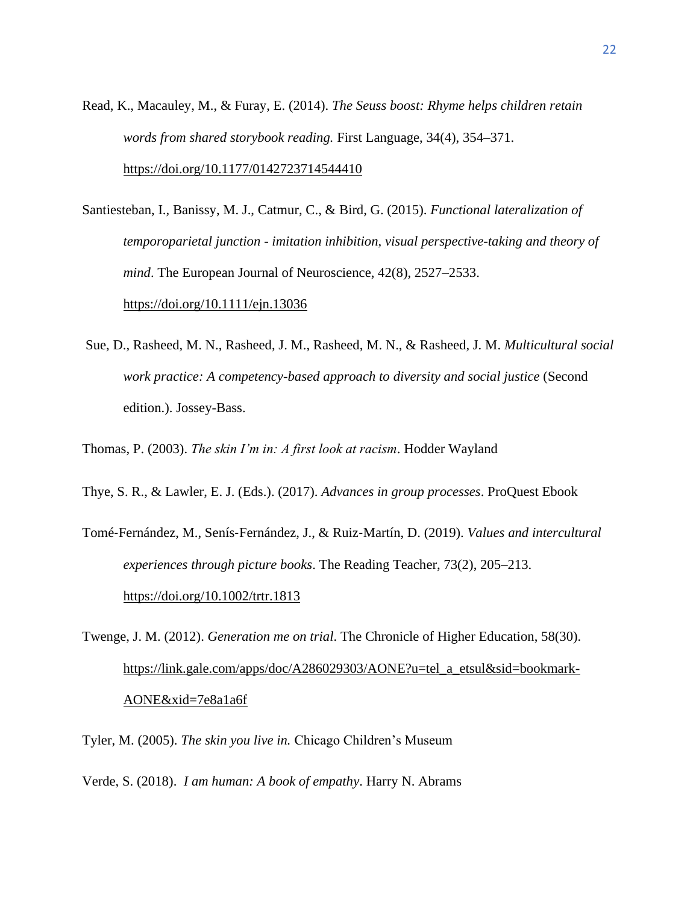Read, K., Macauley, M., & Furay, E. (2014). *The Seuss boost: Rhyme helps children retain words from shared storybook reading.* First Language, 34(4), 354–371. https://doi.org/10.1177/0142723714544410

Santiesteban, I., Banissy, M. J., Catmur, C., & Bird, G. (2015). *Functional lateralization of temporoparietal junction - imitation inhibition, visual perspective-taking and theory of mind*. The European Journal of Neuroscience, 42(8), 2527–2533. https://doi.org/10.1111/ejn.13036

Sue, D., Rasheed, M. N., Rasheed, J. M., Rasheed, M. N., & Rasheed, J. M. *Multicultural social work practice: A competency-based approach to diversity and social justice* (Second edition.). Jossey-Bass.

Thomas, P. (2003). *The skin I'm in: A first look at racism*. Hodder Wayland

Thye, S. R., & Lawler, E. J. (Eds.). (2017). *Advances in group processes*. ProQuest Ebook

Tomé-Fernández, M., Senís-Fernández, J., & Ruiz-Martín, D. (2019). *Values and intercultural experiences through picture books*. The Reading Teacher, 73(2), 205–213. https://doi.org/10.1002/trtr.1813

Twenge, J. M. (2012). *Generation me on trial*. The Chronicle of Higher Education, 58(30). https://link.gale.com/apps/doc/A286029303/AONE?u=tel_a_etsul&sid=bookmark-AONE&xid=7e8a1a6f

Tyler, M. (2005). *The skin you live in.* Chicago Children's Museum

Verde, S. (2018). *I am human: A book of empathy*. Harry N. Abrams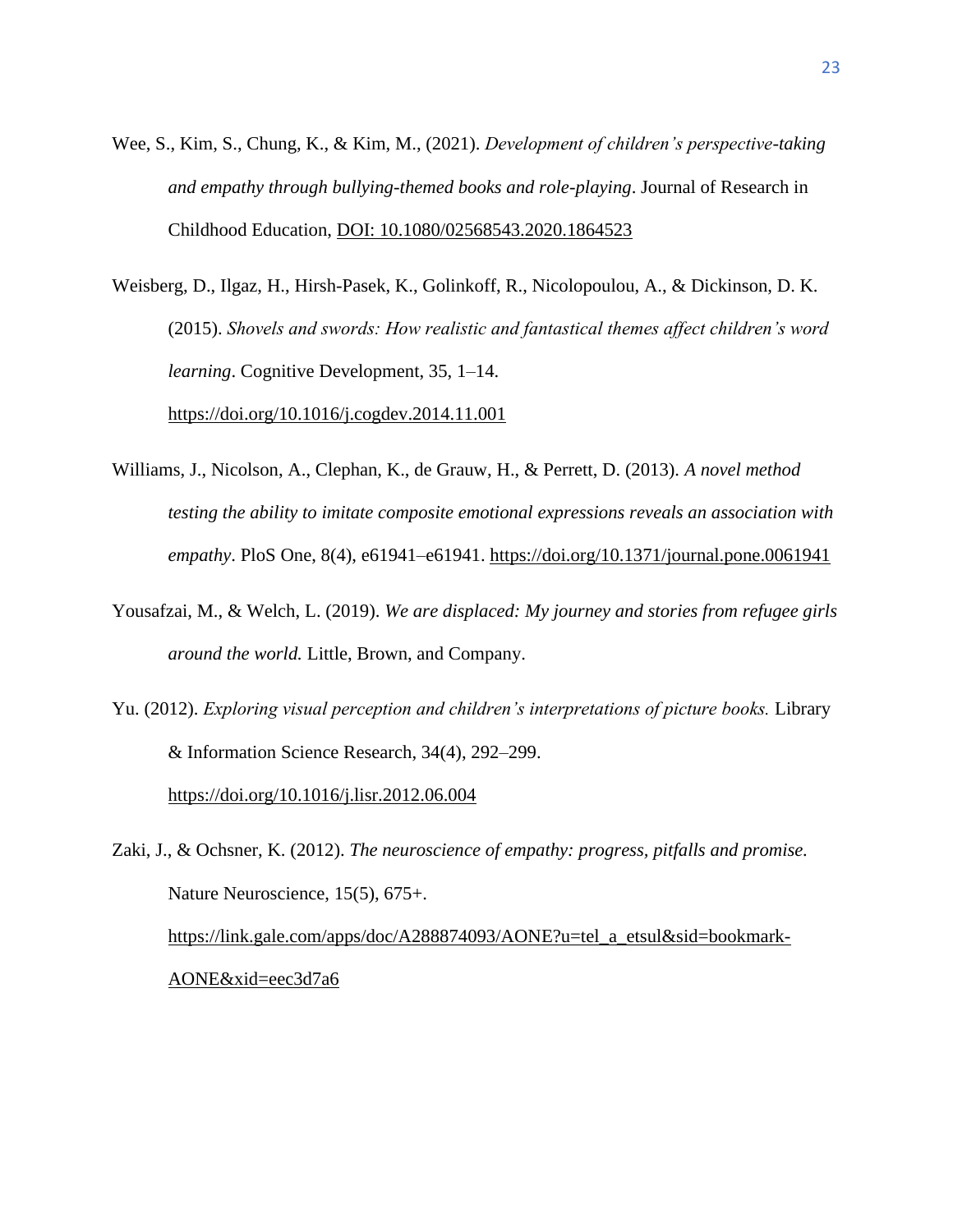Wee, S., Kim, S., Chung, K., & Kim, M., (2021). *Development of children's perspective-taking and empathy through bullying-themed books and role-playing*. Journal of Research in Childhood Education, DOI: 10.1080/02568543.2020.1864523

Weisberg, D., Ilgaz, H., Hirsh-Pasek, K., Golinkoff, R., Nicolopoulou, A., & Dickinson, D. K. (2015). *Shovels and swords: How realistic and fantastical themes affect children's word learning*. Cognitive Development, 35, 1–14. https://doi.org/10.1016/j.cogdev.2014.11.001

Williams, J., Nicolson, A., Clephan, K., de Grauw, H., & Perrett, D. (2013). *A novel method testing the ability to imitate composite emotional expressions reveals an association with empathy*. PloS One, 8(4), e61941–e61941. https://doi.org/10.1371/journal.pone.0061941

Yousafzai, M., & Welch, L. (2019). *We are displaced: My journey and stories from refugee girls around the world.* Little, Brown, and Company.

Yu. (2012). *Exploring visual perception and children's interpretations of picture books.* Library & Information Science Research, 34(4), 292–299. https://doi.org/10.1016/j.lisr.2012.06.004

Zaki, J., & Ochsner, K. (2012). *The neuroscience of empathy: progress, pitfalls and promise.* Nature Neuroscience, 15(5), 675+. https://link.gale.com/apps/doc/A288874093/AONE?u=tel_a_etsul&sid=bookmark-AONE&xid=eec3d7a6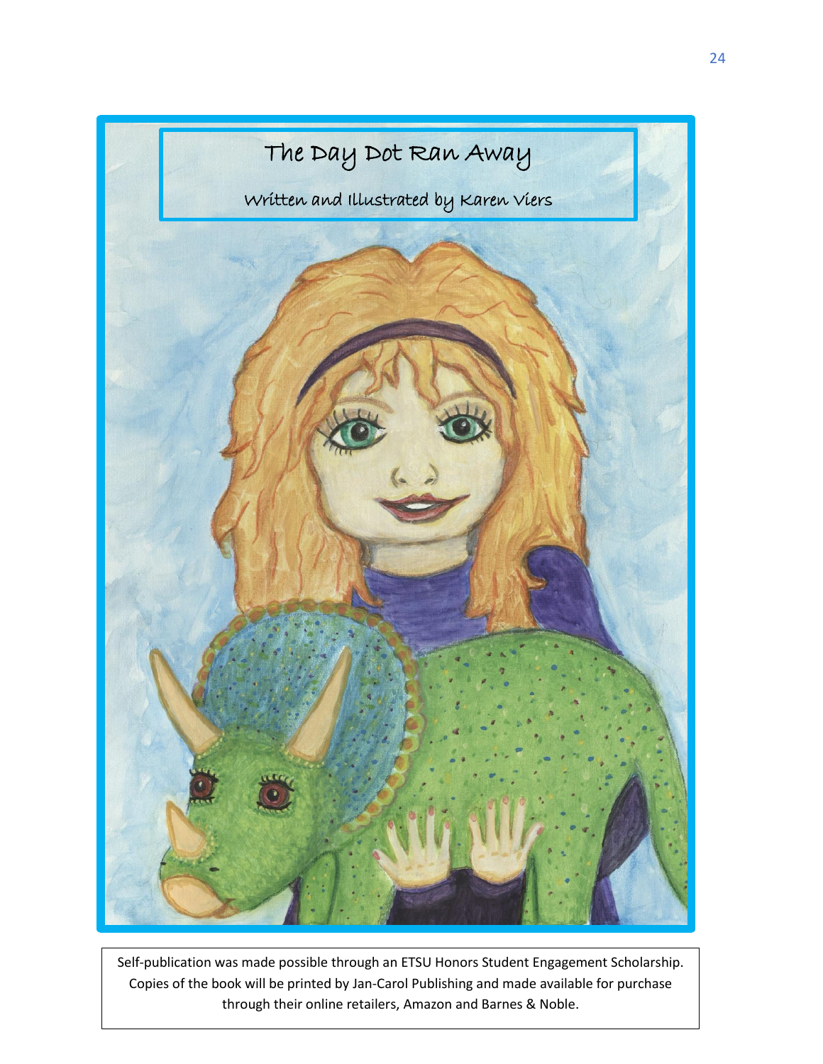The Day Dot Ran Away

Written and Illustrated by Karen Viers

Self-publication was made possible through an ETSU Honors Student Engagement Scholarship. Copies of the book will be printed by Jan-Carol Publishing and made available for purchase through their online retailers, Amazon and Barnes & Noble.